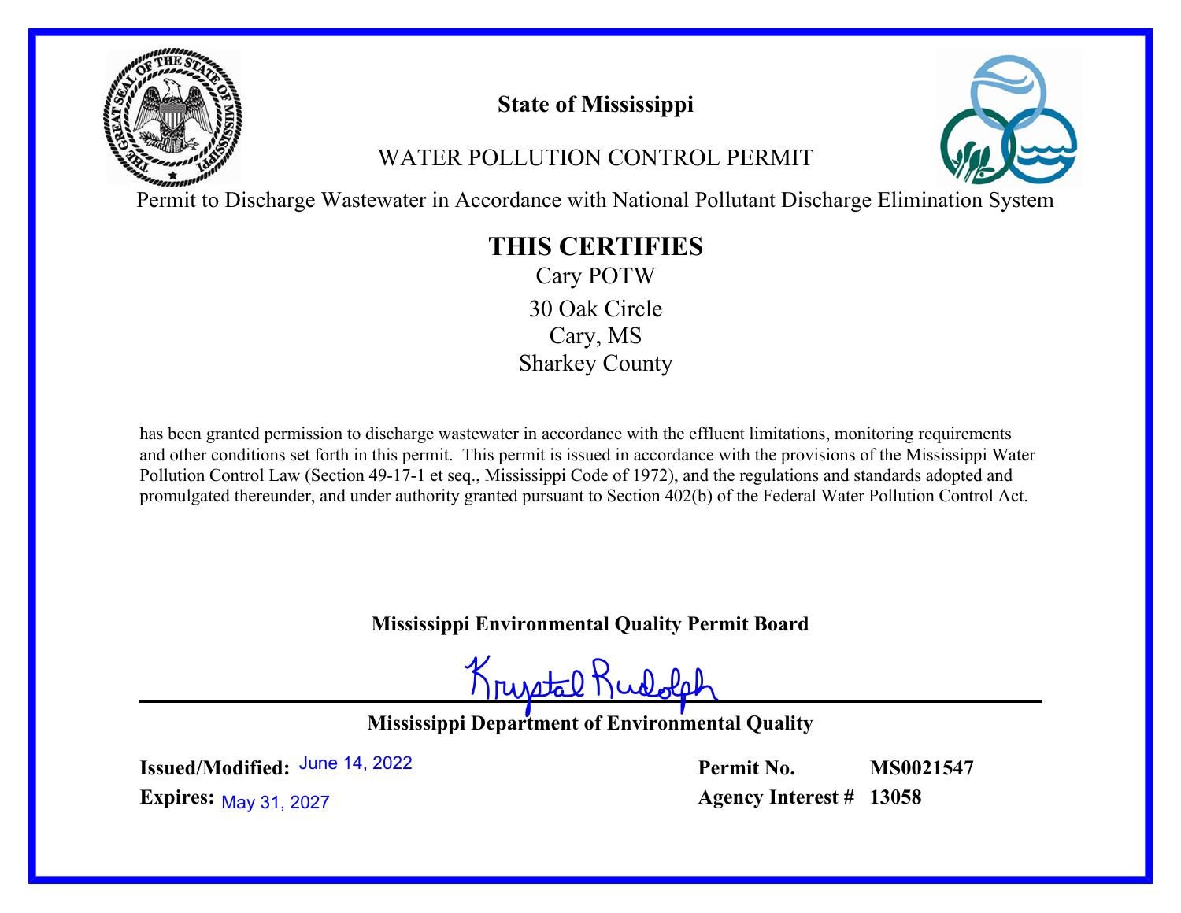# State of Mississippi

## WATER POLLUTION CONTROL PERMIT

Permit to Discharge Wastewater in Accordance with National Pollutant Discharge Elimination System

## THIS CERTIFIES

Cary POTW

30 Oak Circle
Cary, MS
Sharkey County

has been granted permission to discharge wastewater in accordance with the effluent limitations, monitoring requirements and other conditions set forth in this permit. This permit is issued in accordance with the provisions of the Mississippi Water Pollution Control Law (Section 49-17-1 et seq., Mississippi Code of 1972), and the regulations and standards adopted and promulgated thereunder, and under authority granted pursuant to Section 402(b) of the Federal Water Pollution Control Act.

**Mississippi Environmental Quality Permit Board**

Krystal Rudolph

**Mississippi Department of Environmental Quality**

**Issued/Modified:** June 14, 2022

**Expires:** May 31, 2027

**Permit No.** **MS0021547**

**Agency Interest #** **13058**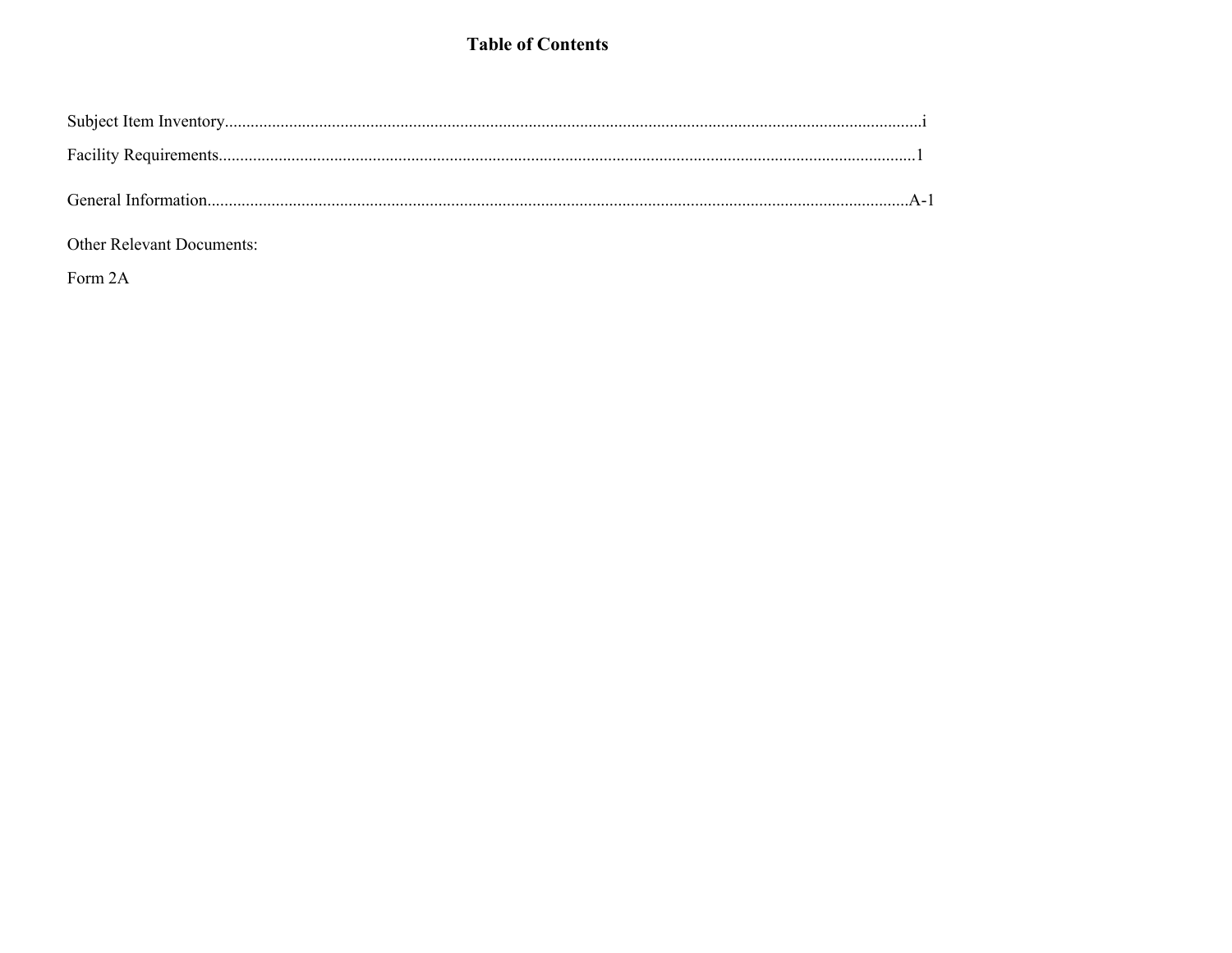# Table of Contents

Subject Item Inventory.................................................................................................................................................i

Facility Requirements.................................................................................................................................................1

General Information.................................................................................................................................................A-1

Other Relevant Documents:

Form 2A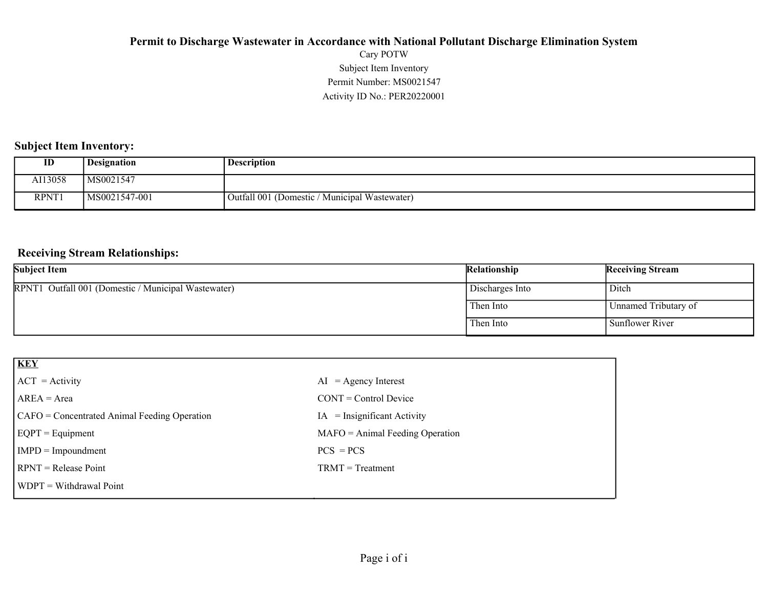**Permit to Discharge Wastewater in Accordance with National Pollutant Discharge Elimination System**

Cary POTW

Subject Item Inventory

Permit Number: MS0021547

Activity ID No.: PER20220001

## Subject Item Inventory:

| ID | Designation | Description |
|---|---|---|
| AI13058 | MS0021547 | |
| RPNT1 | MS0021547-001 | Outfall 001 (Domestic / Municipal Wastewater) |

## Receiving Stream Relationships:

| Subject Item | Relationship | Receiving Stream |
|---|---|---|
| RPNT1 Outfall 001 (Domestic / Municipal Wastewater) | Discharges Into | Ditch |
| | Then Into | Unnamed Tributary of |
| | Then Into | Sunflower River |

| **KEY** | |
|---|---|
| ACT = Activity | AI = Agency Interest |
| AREA = Area | CONT = Control Device |
| CAFO = Concentrated Animal Feeding Operation | IA = Insignificant Activity |
| EQPT = Equipment | MAFO = Animal Feeding Operation |
| IMPD = Impoundment | PCS = PCS |
| RPNT = Release Point | TRMT = Treatment |
| WDPT = Withdrawal Point | |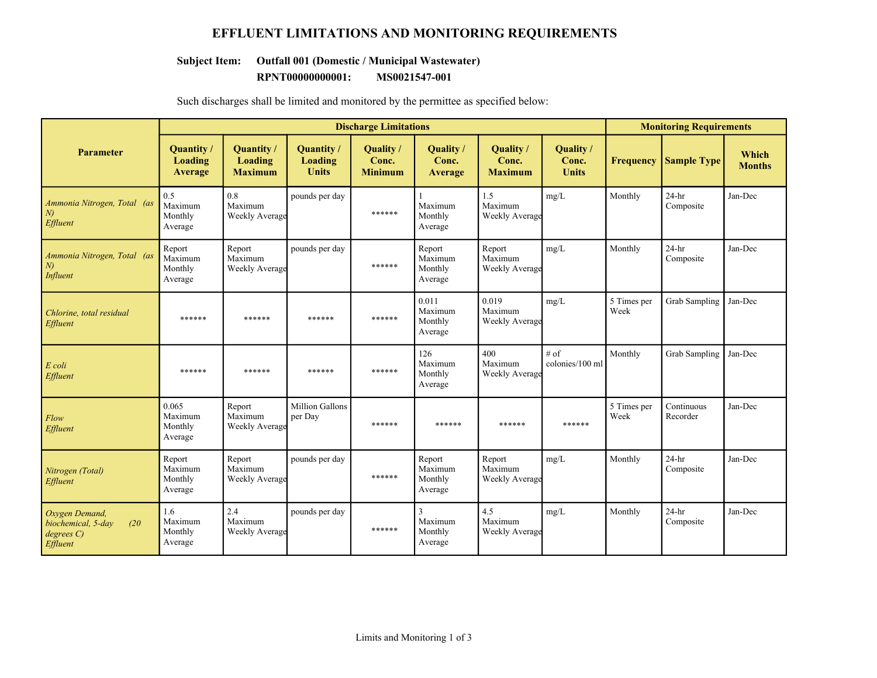# EFFLUENT LIMITATIONS AND MONITORING REQUIREMENTS

**Subject Item: Outfall 001 (Domestic / Municipal Wastewater)**
**RPNT00000000001: MS0021547-001**

Such discharges shall be limited and monitored by the permittee as specified below:

| Parameter | Discharge Limitations | | | | | | | Monitoring Requirements | | |
|---|---|---|---|---|---|---|---|---|---|---|
| | Quantity / Loading Average | Quantity / Loading Maximum | Quantity / Loading Units | Quality / Conc. Minimum | Quality / Conc. Average | Quality / Conc. Maximum | Quality / Conc. Units | Frequency | Sample Type | Which Months |
| *Ammonia Nitrogen, Total (as N) Effluent* | 0.5 Maximum Monthly Average | 0.8 Maximum Weekly Average | pounds per day | ****** | 1 Maximum Monthly Average | 1.5 Maximum Weekly Average | mg/L | Monthly | 24-hr Composite | Jan-Dec |
| *Ammonia Nitrogen, Total (as N) Influent* | Report Maximum Monthly Average | Report Maximum Weekly Average | pounds per day | ****** | Report Maximum Monthly Average | Report Maximum Weekly Average | mg/L | Monthly | 24-hr Composite | Jan-Dec |
| *Chlorine, total residual Effluent* | ****** | ****** | ****** | ****** | 0.011 Maximum Monthly Average | 0.019 Maximum Weekly Average | mg/L | 5 Times per Week | Grab Sampling | Jan-Dec |
| *E coli Effluent* | ****** | ****** | ****** | ****** | 126 Maximum Monthly Average | 400 Maximum Weekly Average | # of colonies/100 ml | Monthly | Grab Sampling | Jan-Dec |
| *Flow Effluent* | 0.065 Maximum Monthly Average | Report Maximum Weekly Average | Million Gallons per Day | ****** | ****** | ****** | ****** | 5 Times per Week | Continuous Recorder | Jan-Dec |
| *Nitrogen (Total) Effluent* | Report Maximum Monthly Average | Report Maximum Weekly Average | pounds per day | ****** | Report Maximum Monthly Average | Report Maximum Weekly Average | mg/L | Monthly | 24-hr Composite | Jan-Dec |
| *Oxygen Demand, biochemical, 5-day (20 degrees C) Effluent* | 1.6 Maximum Monthly Average | 2.4 Maximum Weekly Average | pounds per day | ****** | 3 Maximum Monthly Average | 4.5 Maximum Weekly Average | mg/L | Monthly | 24-hr Composite | Jan-Dec |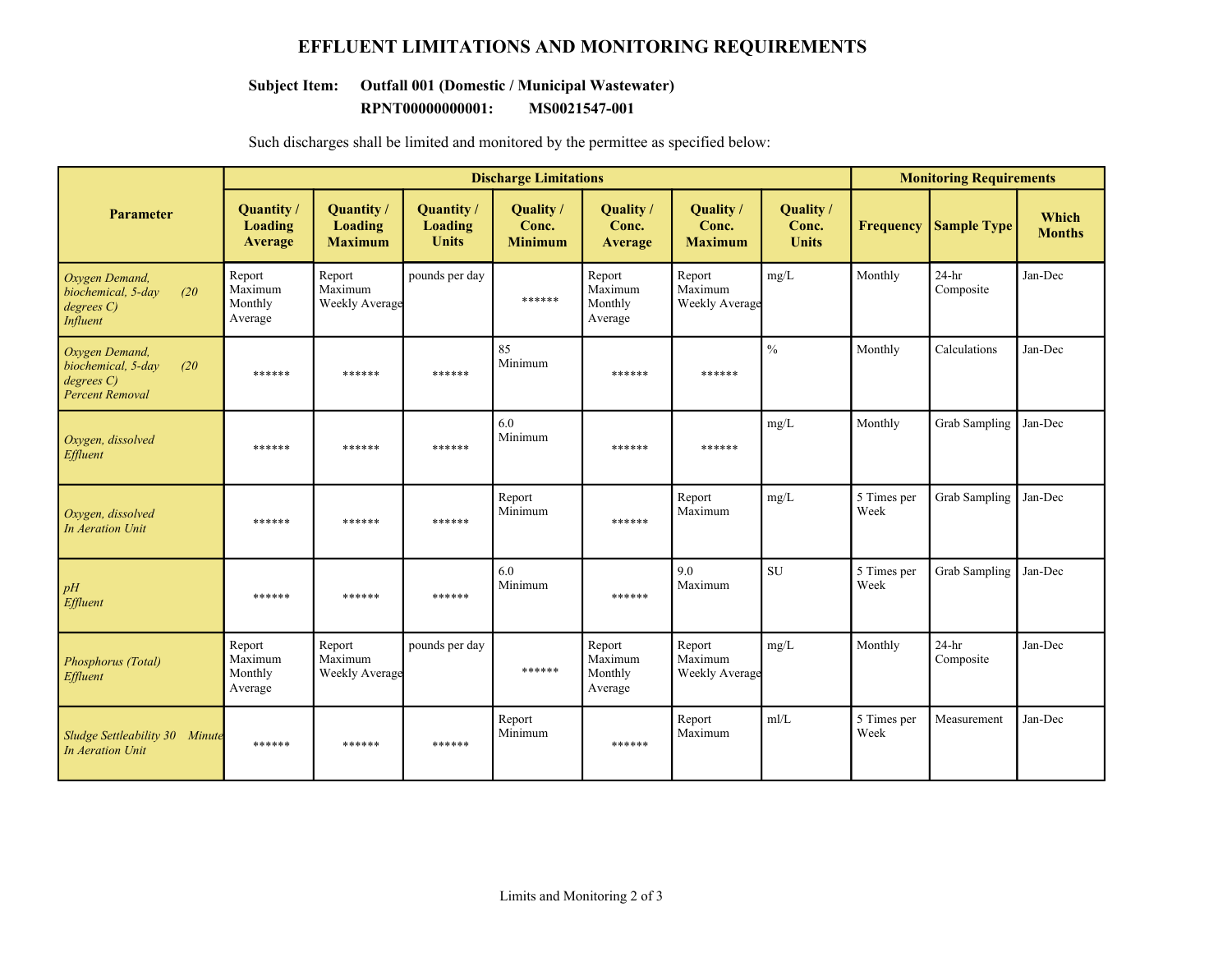# EFFLUENT LIMITATIONS AND MONITORING REQUIREMENTS

**Subject Item:** **Outfall 001 (Domestic / Municipal Wastewater)**

**RPNT00000000001:** **MS0021547-001**

Such discharges shall be limited and monitored by the permittee as specified below:

| Parameter | Discharge Limitations | | | | | | | Monitoring Requirements | | |
|---|---|---|---|---|---|---|---|---|---|---|
| | **Quantity / Loading Average** | **Quantity / Loading Maximum** | **Quantity / Loading Units** | **Quality / Conc. Minimum** | **Quality / Conc. Average** | **Quality / Conc. Maximum** | **Quality / Conc. Units** | **Frequency** | **Sample Type** | **Which Months** |
| *Oxygen Demand, biochemical, 5-day (20 degrees C) Influent* | Report Maximum Monthly Average | Report Maximum Weekly Average | pounds per day | ****** | Report Maximum Monthly Average | Report Maximum Weekly Average | mg/L | Monthly | 24-hr Composite | Jan-Dec |
| *Oxygen Demand, biochemical, 5-day (20 degrees C) Percent Removal* | ****** | ****** | ****** | 85 Minimum | ****** | ****** | % | Monthly | Calculations | Jan-Dec |
| *Oxygen, dissolved Effluent* | ****** | ****** | ****** | 6.0 Minimum | ****** | ****** | mg/L | Monthly | Grab Sampling | Jan-Dec |
| *Oxygen, dissolved In Aeration Unit* | ****** | ****** | ****** | Report Minimum | ****** | Report Maximum | mg/L | 5 Times per Week | Grab Sampling | Jan-Dec |
| *pH Effluent* | ****** | ****** | ****** | 6.0 Minimum | ****** | 9.0 Maximum | SU | 5 Times per Week | Grab Sampling | Jan-Dec |
| *Phosphorus (Total) Effluent* | Report Maximum Monthly Average | Report Maximum Weekly Average | pounds per day | ****** | Report Maximum Monthly Average | Report Maximum Weekly Average | mg/L | Monthly | 24-hr Composite | Jan-Dec |
| *Sludge Settleability 30 Minute In Aeration Unit* | ****** | ****** | ****** | Report Minimum | ****** | Report Maximum | ml/L | 5 Times per Week | Measurement | Jan-Dec |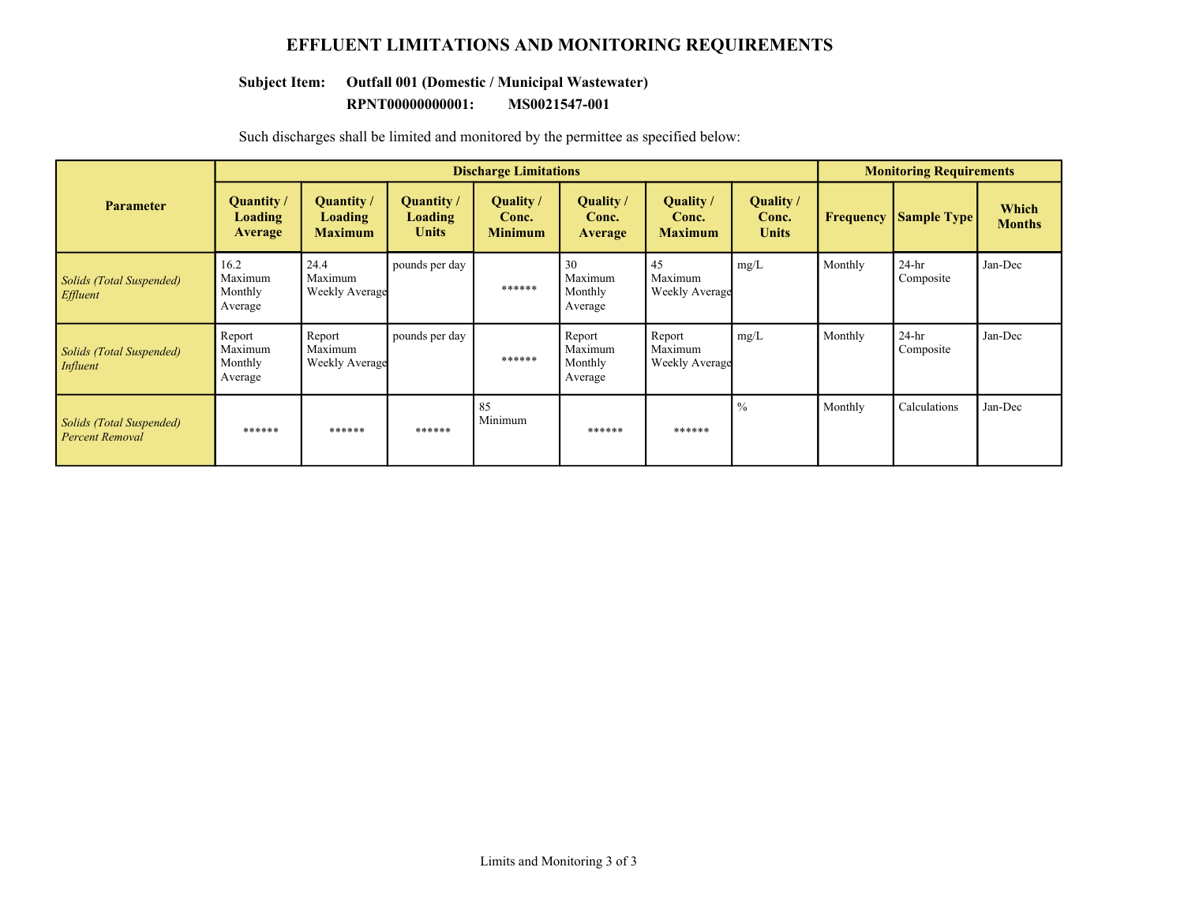# EFFLUENT LIMITATIONS AND MONITORING REQUIREMENTS

**Subject Item: Outfall 001 (Domestic / Municipal Wastewater)**
**RPNT00000000001: MS0021547-001**

Such discharges shall be limited and monitored by the permittee as specified below:

| Parameter | Discharge Limitations | | | | | | | Monitoring Requirements | | |
|---|---|---|---|---|---|---|---|---|---|---|
| | Quantity / Loading Average | Quantity / Loading Maximum | Quantity / Loading Units | Quality / Conc. Minimum | Quality / Conc. Average | Quality / Conc. Maximum | Quality / Conc. Units | Frequency | Sample Type | Which Months |
| *Solids (Total Suspended) Effluent* | 16.2 Maximum Monthly Average | 24.4 Maximum Weekly Average | pounds per day | ****** | 30 Maximum Monthly Average | 45 Maximum Weekly Average | mg/L | Monthly | 24-hr Composite | Jan-Dec |
| *Solids (Total Suspended) Influent* | Report Maximum Monthly Average | Report Maximum Weekly Average | pounds per day | ****** | Report Maximum Monthly Average | Report Maximum Weekly Average | mg/L | Monthly | 24-hr Composite | Jan-Dec |
| *Solids (Total Suspended) Percent Removal* | ****** | ****** | ****** | 85 Minimum | ****** | ****** | % | Monthly | Calculations | Jan-Dec |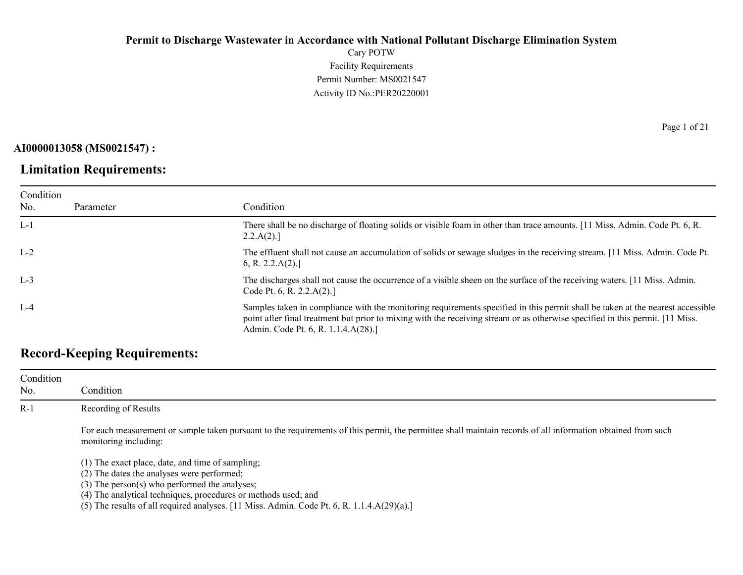**Permit to Discharge Wastewater in Accordance with National Pollutant Discharge Elimination System**

Cary POTW
Facility Requirements
Permit Number: MS0021547
Activity ID No.:PER20220001

**AI0000013058 (MS0021547) :**

## Limitation Requirements:

| Condition No. | Parameter | Condition |
|---|---|---|
| L-1 | | There shall be no discharge of floating solids or visible foam in other than trace amounts. [11 Miss. Admin. Code Pt. 6, R. 2.2.A(2).] |
| L-2 | | The effluent shall not cause an accumulation of solids or sewage sludges in the receiving stream. [11 Miss. Admin. Code Pt. 6, R. 2.2.A(2).] |
| L-3 | | The discharges shall not cause the occurrence of a visible sheen on the surface of the receiving waters. [11 Miss. Admin. Code Pt. 6, R. 2.2.A(2).] |
| L-4 | | Samples taken in compliance with the monitoring requirements specified in this permit shall be taken at the nearest accessible point after final treatment but prior to mixing with the receiving stream or as otherwise specified in this permit. [11 Miss. Admin. Code Pt. 6, R. 1.1.4.A(28).] |

## Record-Keeping Requirements:

| Condition No. | Condition |
|---|---|
| R-1 | Recording of Results<br><br>For each measurement or sample taken pursuant to the requirements of this permit, the permittee shall maintain records of all information obtained from such monitoring including:<br><br>(1) The exact place, date, and time of sampling;<br>(2) The dates the analyses were performed;<br>(3) The person(s) who performed the analyses;<br>(4) The analytical techniques, procedures or methods used; and<br>(5) The results of all required analyses. [11 Miss. Admin. Code Pt. 6, R. 1.1.4.A(29)(a).] |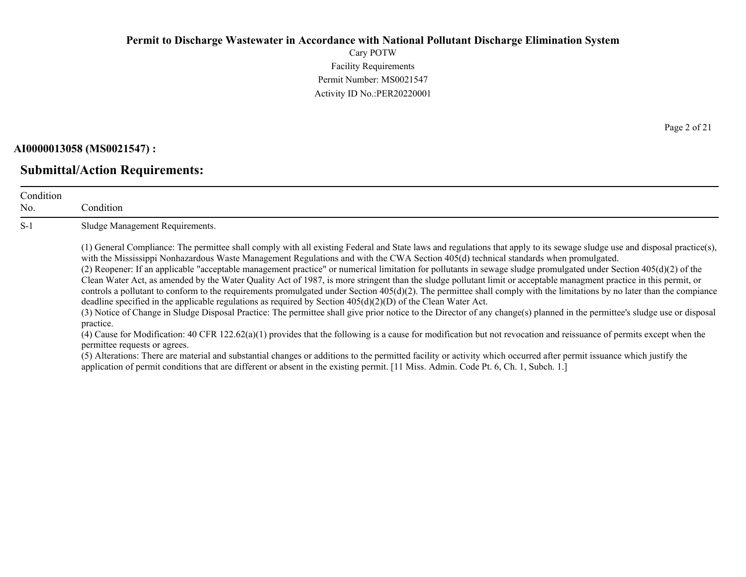**Permit to Discharge Wastewater in Accordance with National Pollutant Discharge Elimination System**

Cary POTW
Facility Requirements
Permit Number: MS0021547
Activity ID No.:PER20220001

**AI0000013058 (MS0021547) :**

## Submittal/Action Requirements:

| Condition No. | Condition |
|---|---|
| S-1 | Sludge Management Requirements.<br><br>(1) General Compliance: The permittee shall comply with all existing Federal and State laws and regulations that apply to its sewage sludge use and disposal practice(s), with the Mississippi Nonhazardous Waste Management Regulations and with the CWA Section 405(d) technical standards when promulgated.<br>(2) Reopener: If an applicable "acceptable management practice" or numerical limitation for pollutants in sewage sludge promulgated under Section 405(d)(2) of the Clean Water Act, as amended by the Water Quality Act of 1987, is more stringent than the sludge pollutant limit or acceptable managment practice in this permit, or controls a pollutant to conform to the requirements promulgated under Section 405(d)(2). The permittee shall comply with the limitations by no later than the compiance deadline specified in the applicable regulations as required by Section 405(d)(2)(D) of the Clean Water Act.<br>(3) Notice of Change in Sludge Disposal Practice: The permittee shall give prior notice to the Director of any change(s) planned in the permittee's sludge use or disposal practice.<br>(4) Cause for Modification: 40 CFR 122.62(a)(1) provides that the following is a cause for modification but not revocation and reissuance of permits except when the permittee requests or agrees.<br>(5) Alterations: There are material and substantial changes or additions to the permitted facility or activity which occurred after permit issuance which justify the application of permit conditions that are different or absent in the existing permit. [11 Miss. Admin. Code Pt. 6, Ch. 1, Subch. 1.] |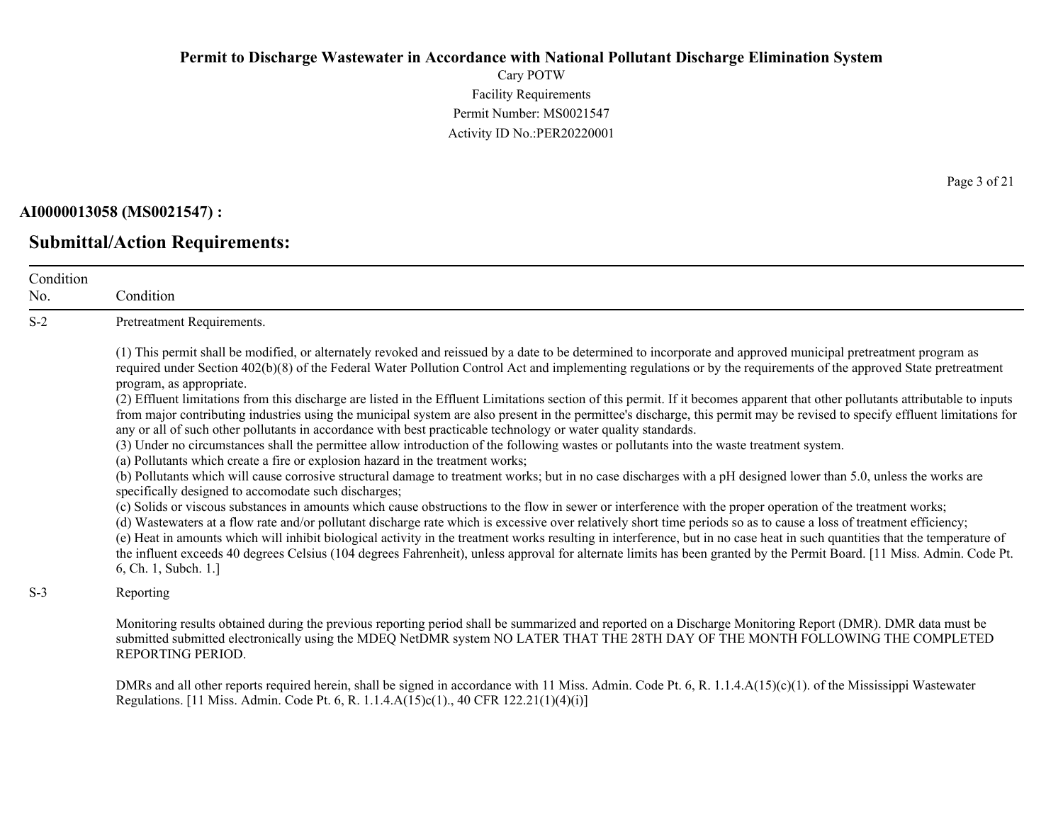**AI0000013058 (MS0021547) :**

## Submittal/Action Requirements:

| Condition No. | Condition |
|---|---|
| S-2 | Pretreatment Requirements.<br><br>(1) This permit shall be modified, or alternately revoked and reissued by a date to be determined to incorporate and approved municipal pretreatment program as required under Section 402(b)(8) of the Federal Water Pollution Control Act and implementing regulations or by the requirements of the approved State pretreatment program, as appropriate.<br>(2) Effluent limitations from this discharge are listed in the Effluent Limitations section of this permit. If it becomes apparent that other pollutants attributable to inputs from major contributing industries using the municipal system are also present in the permittee's discharge, this permit may be revised to specify effluent limitations for any or all of such other pollutants in accordance with best practicable technology or water quality standards.<br>(3) Under no circumstances shall the permittee allow introduction of the following wastes or pollutants into the waste treatment system.<br>(a) Pollutants which create a fire or explosion hazard in the treatment works;<br>(b) Pollutants which will cause corrosive structural damage to treatment works; but in no case discharges with a pH designed lower than 5.0, unless the works are specifically designed to accomodate such discharges;<br>(c) Solids or viscous substances in amounts which cause obstructions to the flow in sewer or interference with the proper operation of the treatment works;<br>(d) Wastewaters at a flow rate and/or pollutant discharge rate which is excessive over relatively short time periods so as to cause a loss of treatment efficiency;<br>(e) Heat in amounts which will inhibit biological activity in the treatment works resulting in interference, but in no case heat in such quantities that the temperature of the influent exceeds 40 degrees Celsius (104 degrees Fahrenheit), unless approval for alternate limits has been granted by the Permit Board. [11 Miss. Admin. Code Pt. 6, Ch. 1, Subch. 1.] |
| S-3 | Reporting<br><br>Monitoring results obtained during the previous reporting period shall be summarized and reported on a Discharge Monitoring Report (DMR). DMR data must be submitted submitted electronically using the MDEQ NetDMR system NO LATER THAT THE 28TH DAY OF THE MONTH FOLLOWING THE COMPLETED REPORTING PERIOD.<br><br>DMRs and all other reports required herein, shall be signed in accordance with 11 Miss. Admin. Code Pt. 6, R. 1.1.4.A(15)(c)(1). of the Mississippi Wastewater Regulations. [11 Miss. Admin. Code Pt. 6, R. 1.1.4.A(15)c(1)., 40 CFR 122.21(1)(4)(i)] |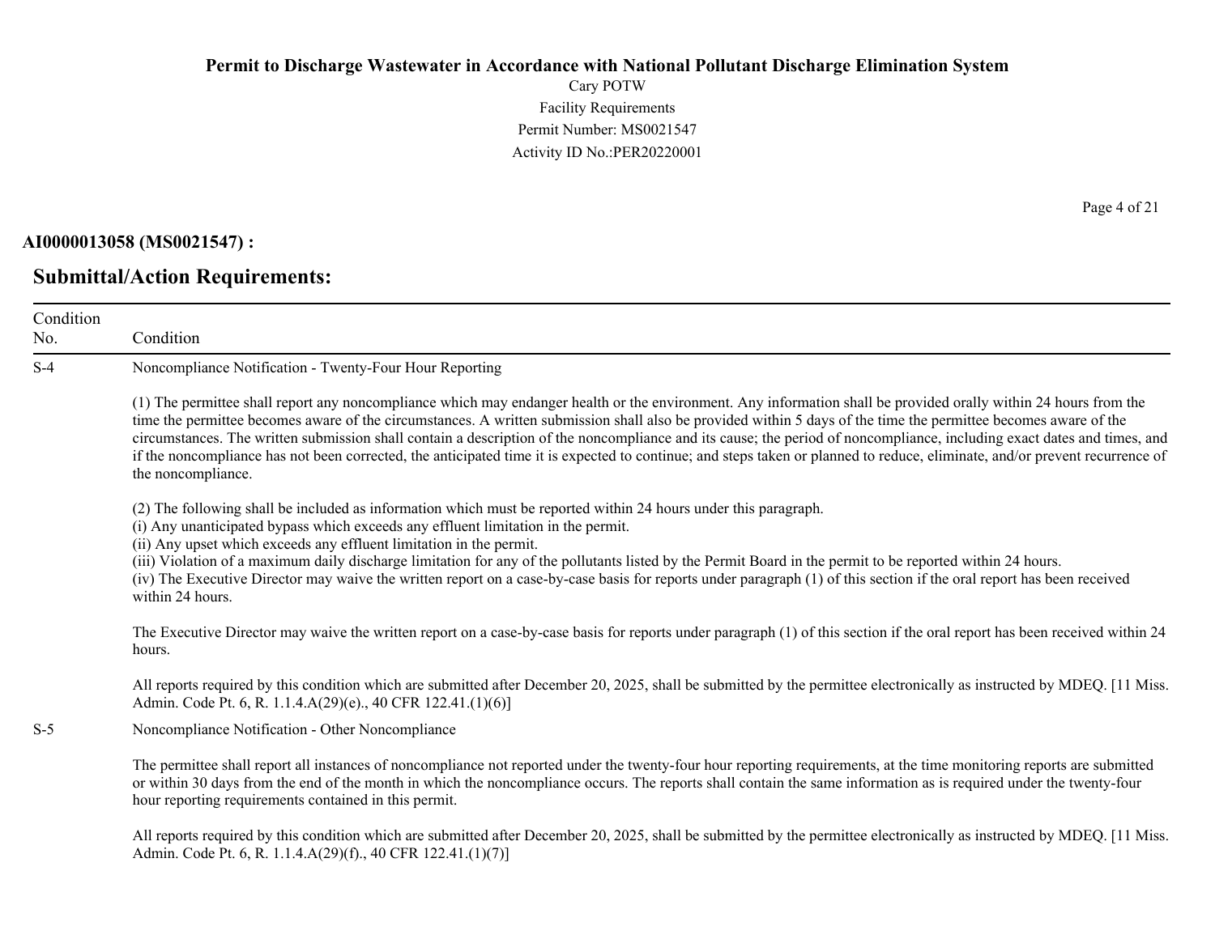**AI0000013058 (MS0021547) :**

## Submittal/Action Requirements:

| Condition No. | Condition |
|---|---|
| S-4 | Noncompliance Notification - Twenty-Four Hour Reporting<br><br>(1) The permittee shall report any noncompliance which may endanger health or the environment. Any information shall be provided orally within 24 hours from the time the permittee becomes aware of the circumstances. A written submission shall also be provided within 5 days of the time the permittee becomes aware of the circumstances. The written submission shall contain a description of the noncompliance and its cause; the period of noncompliance, including exact dates and times, and if the noncompliance has not been corrected, the anticipated time it is expected to continue; and steps taken or planned to reduce, eliminate, and/or prevent recurrence of the noncompliance.<br><br>(2) The following shall be included as information which must be reported within 24 hours under this paragraph.<br>(i) Any unanticipated bypass which exceeds any effluent limitation in the permit.<br>(ii) Any upset which exceeds any effluent limitation in the permit.<br>(iii) Violation of a maximum daily discharge limitation for any of the pollutants listed by the Permit Board in the permit to be reported within 24 hours.<br>(iv) The Executive Director may waive the written report on a case-by-case basis for reports under paragraph (1) of this section if the oral report has been received within 24 hours.<br><br>The Executive Director may waive the written report on a case-by-case basis for reports under paragraph (1) of this section if the oral report has been received within 24 hours.<br><br>All reports required by this condition which are submitted after December 20, 2025, shall be submitted by the permittee electronically as instructed by MDEQ. [11 Miss. Admin. Code Pt. 6, R. 1.1.4.A(29)(e)., 40 CFR 122.41.(1)(6)] |
| S-5 | Noncompliance Notification - Other Noncompliance<br><br>The permittee shall report all instances of noncompliance not reported under the twenty-four hour reporting requirements, at the time monitoring reports are submitted or within 30 days from the end of the month in which the noncompliance occurs. The reports shall contain the same information as is required under the twenty-four hour reporting requirements contained in this permit.<br><br>All reports required by this condition which are submitted after December 20, 2025, shall be submitted by the permittee electronically as instructed by MDEQ. [11 Miss. Admin. Code Pt. 6, R. 1.1.4.A(29)(f)., 40 CFR 122.41.(1)(7)] |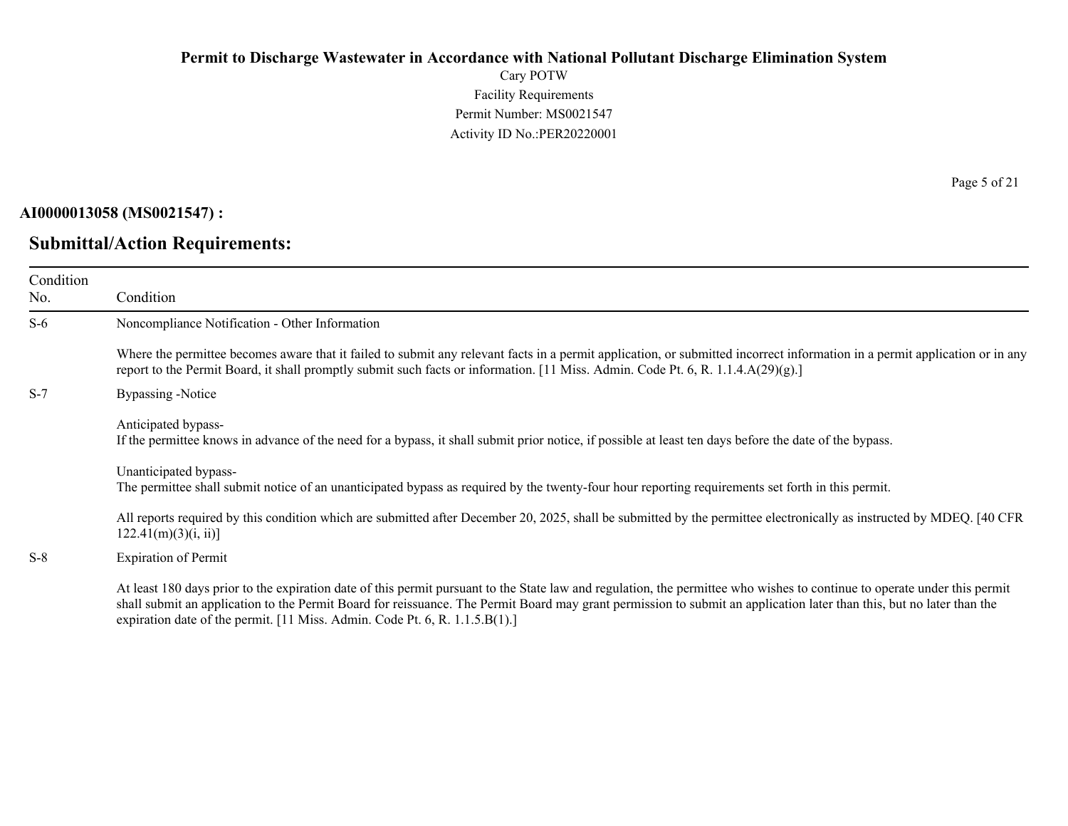**AI0000013058 (MS0021547) :**

## Submittal/Action Requirements:

| Condition No. | Condition |
|---|---|
| S-6 | Noncompliance Notification - Other Information<br><br>Where the permittee becomes aware that it failed to submit any relevant facts in a permit application, or submitted incorrect information in a permit application or in any report to the Permit Board, it shall promptly submit such facts or information. [11 Miss. Admin. Code Pt. 6, R. 1.1.4.A(29)(g).] |
| S-7 | Bypassing -Notice<br><br>Anticipated bypass-<br>If the permittee knows in advance of the need for a bypass, it shall submit prior notice, if possible at least ten days before the date of the bypass.<br><br>Unanticipated bypass-<br>The permittee shall submit notice of an unanticipated bypass as required by the twenty-four hour reporting requirements set forth in this permit.<br><br>All reports required by this condition which are submitted after December 20, 2025, shall be submitted by the permittee electronically as instructed by MDEQ. [40 CFR 122.41(m)(3)(i, ii)] |
| S-8 | Expiration of Permit<br><br>At least 180 days prior to the expiration date of this permit pursuant to the State law and regulation, the permittee who wishes to continue to operate under this permit shall submit an application to the Permit Board for reissuance. The Permit Board may grant permission to submit an application later than this, but no later than the expiration date of the permit. [11 Miss. Admin. Code Pt. 6, R. 1.1.5.B(1).] |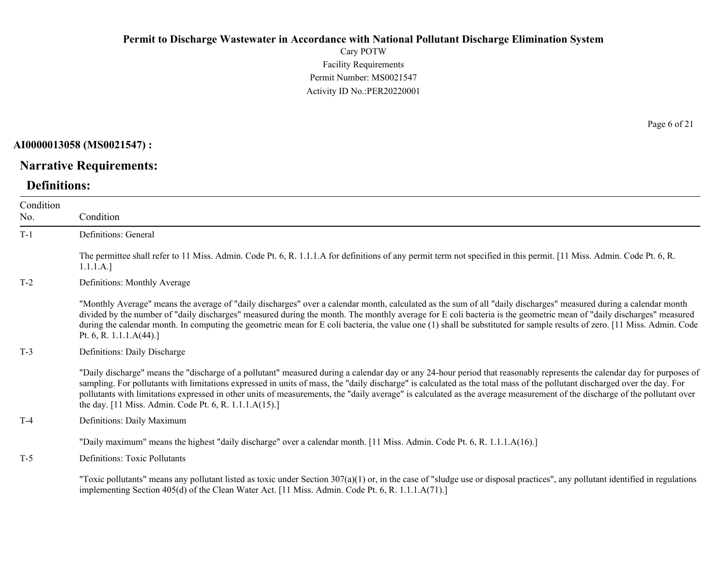**AI0000013058 (MS0021547) :**

## Narrative Requirements:

### Definitions:

| Condition No. | Condition |
|---|---|
| T-1 | Definitions: General<br><br>The permittee shall refer to 11 Miss. Admin. Code Pt. 6, R. 1.1.1.A for definitions of any permit term not specified in this permit. [11 Miss. Admin. Code Pt. 6, R. 1.1.1.A.] |
| T-2 | Definitions: Monthly Average<br><br>"Monthly Average" means the average of "daily discharges" over a calendar month, calculated as the sum of all "daily discharges" measured during a calendar month divided by the number of "daily discharges" measured during the month. The monthly average for E coli bacteria is the geometric mean of "daily discharges" measured during the calendar month. In computing the geometric mean for E coli bacteria, the value one (1) shall be substituted for sample results of zero. [11 Miss. Admin. Code Pt. 6, R. 1.1.1.A(44).] |
| T-3 | Definitions: Daily Discharge<br><br>"Daily discharge" means the "discharge of a pollutant" measured during a calendar day or any 24-hour period that reasonably represents the calendar day for purposes of sampling. For pollutants with limitations expressed in units of mass, the "daily discharge" is calculated as the total mass of the pollutant discharged over the day. For pollutants with limitations expressed in other units of measurements, the "daily average" is calculated as the average measurement of the discharge of the pollutant over the day. [11 Miss. Admin. Code Pt. 6, R. 1.1.1.A(15).] |
| T-4 | Definitions: Daily Maximum<br><br>"Daily maximum" means the highest "daily discharge" over a calendar month. [11 Miss. Admin. Code Pt. 6, R. 1.1.1.A(16).] |
| T-5 | Definitions: Toxic Pollutants<br><br>"Toxic pollutants" means any pollutant listed as toxic under Section 307(a)(1) or, in the case of "sludge use or disposal practices", any pollutant identified in regulations implementing Section 405(d) of the Clean Water Act. [11 Miss. Admin. Code Pt. 6, R. 1.1.1.A(71).] |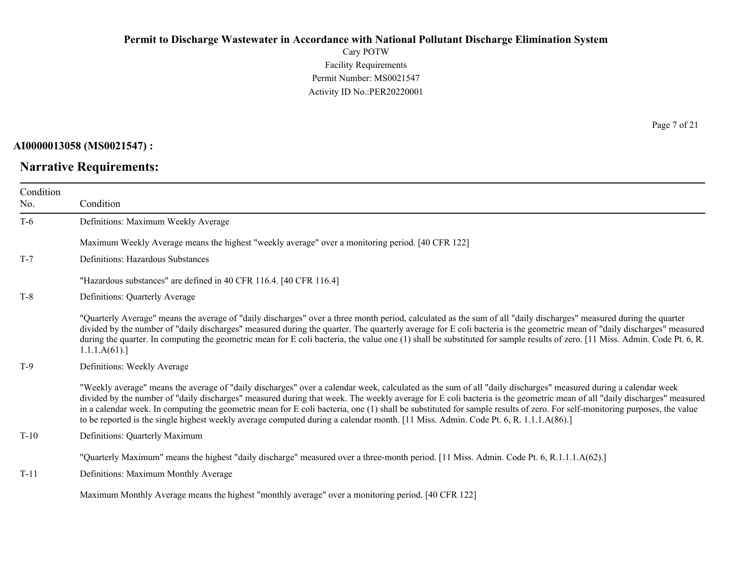# Permit to Discharge Wastewater in Accordance with National Pollutant Discharge Elimination System

Cary POTW
Facility Requirements
Permit Number: MS0021547
Activity ID No.:PER20220001

**AI0000013058 (MS0021547) :**

## Narrative Requirements:

| Condition No. | Condition |
|---|---|
| T-6 | Definitions: Maximum Weekly Average<br><br>Maximum Weekly Average means the highest "weekly average" over a monitoring period. [40 CFR 122] |
| T-7 | Definitions: Hazardous Substances<br><br>"Hazardous substances" are defined in 40 CFR 116.4. [40 CFR 116.4] |
| T-8 | Definitions: Quarterly Average<br><br>"Quarterly Average" means the average of "daily discharges" over a three month period, calculated as the sum of all "daily discharges" measured during the quarter divided by the number of "daily discharges" measured during the quarter. The quarterly average for E coli bacteria is the geometric mean of "daily discharges" measured during the quarter. In computing the geometric mean for E coli bacteria, the value one (1) shall be substituted for sample results of zero. [11 Miss. Admin. Code Pt. 6, R. 1.1.1.A(61).] |
| T-9 | Definitions: Weekly Average<br><br>"Weekly average" means the average of "daily discharges" over a calendar week, calculated as the sum of all "daily discharges" measured during a calendar week divided by the number of "daily discharges" measured during that week. The weekly average for E coli bacteria is the geometric mean of all "daily discharges" measured in a calendar week. In computing the geometric mean for E coli bacteria, one (1) shall be substituted for sample results of zero. For self-monitoring purposes, the value to be reported is the single highest weekly average computed during a calendar month. [11 Miss. Admin. Code Pt. 6, R. 1.1.1.A(86).] |
| T-10 | Definitions: Quarterly Maximum<br><br>"Quarterly Maximum" means the highest "daily discharge" measured over a three-month period. [11 Miss. Admin. Code Pt. 6, R.1.1.1.A(62).] |
| T-11 | Definitions: Maximum Monthly Average<br><br>Maximum Monthly Average means the highest "monthly average" over a monitoring period. [40 CFR 122] |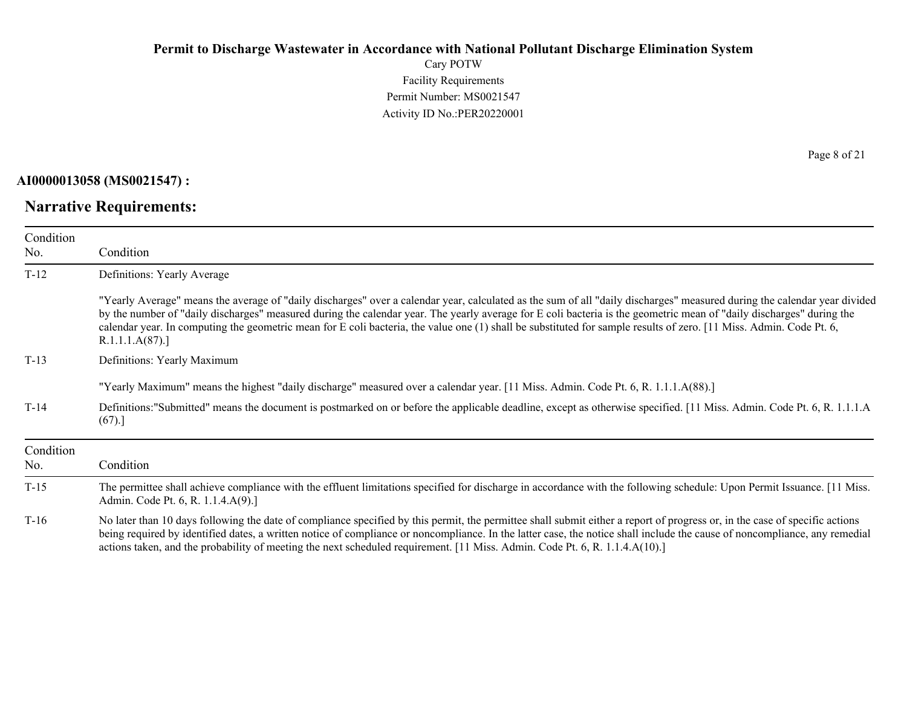**AI0000013058 (MS0021547) :**

## Narrative Requirements:

| Condition No. | Condition |
|---|---|
| T-12 | Definitions: Yearly Average<br><br>"Yearly Average" means the average of "daily discharges" over a calendar year, calculated as the sum of all "daily discharges" measured during the calendar year divided by the number of "daily discharges" measured during the calendar year. The yearly average for E coli bacteria is the geometric mean of "daily discharges" during the calendar year. In computing the geometric mean for E coli bacteria, the value one (1) shall be substituted for sample results of zero. [11 Miss. Admin. Code Pt. 6, R.1.1.1.A(87).] |
| T-13 | Definitions: Yearly Maximum<br><br>"Yearly Maximum" means the highest "daily discharge" measured over a calendar year. [11 Miss. Admin. Code Pt. 6, R. 1.1.1.A(88).] |
| T-14 | Definitions:"Submitted" means the document is postmarked on or before the applicable deadline, except as otherwise specified. [11 Miss. Admin. Code Pt. 6, R. 1.1.1.A (67).] |

| Condition No. | Condition |
|---|---|
| T-15 | The permittee shall achieve compliance with the effluent limitations specified for discharge in accordance with the following schedule: Upon Permit Issuance. [11 Miss. Admin. Code Pt. 6, R. 1.1.4.A(9).] |
| T-16 | No later than 10 days following the date of compliance specified by this permit, the permittee shall submit either a report of progress or, in the case of specific actions being required by identified dates, a written notice of compliance or noncompliance. In the latter case, the notice shall include the cause of noncompliance, any remedial actions taken, and the probability of meeting the next scheduled requirement. [11 Miss. Admin. Code Pt. 6, R. 1.1.4.A(10).] |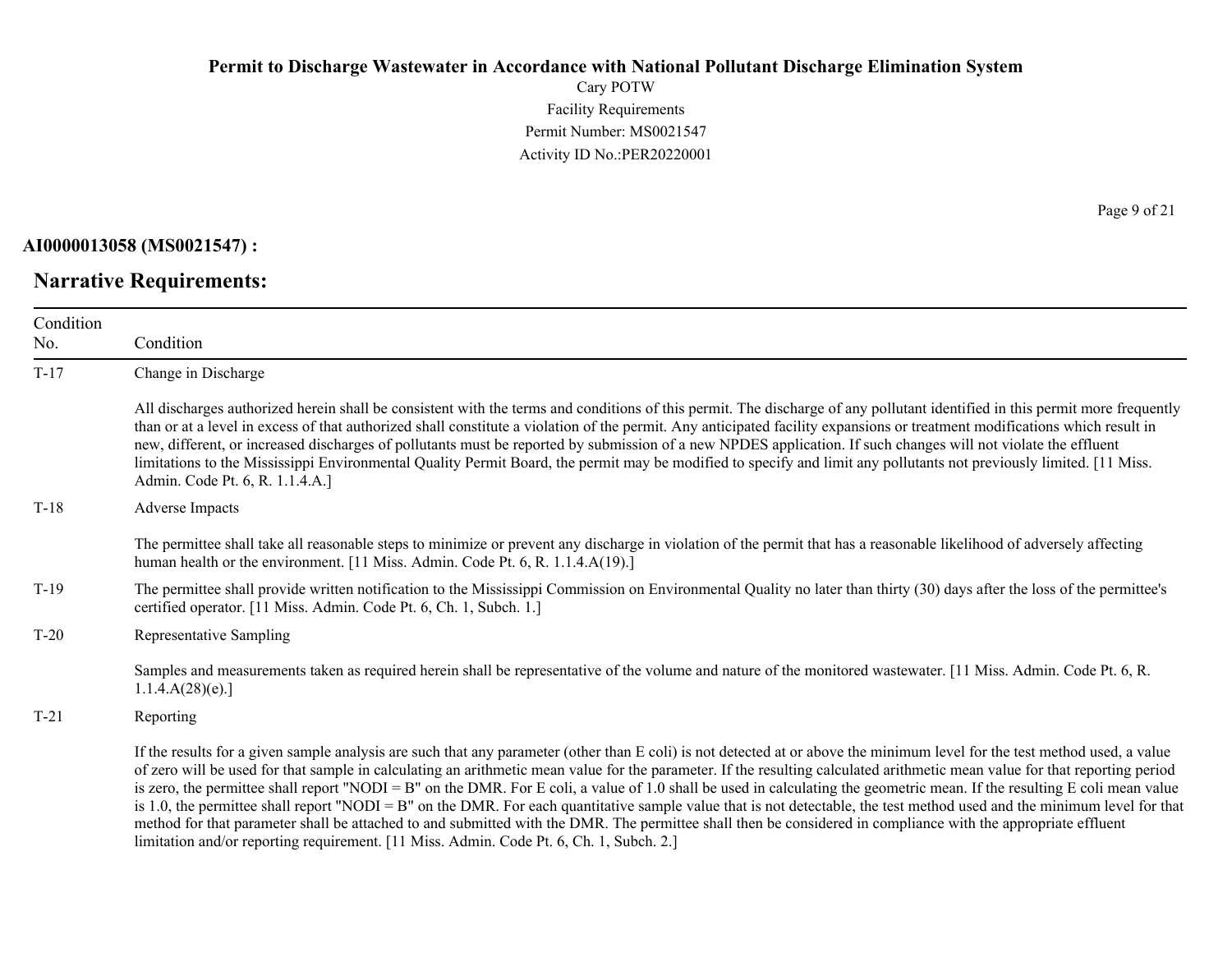**AI0000013058 (MS0021547) :**

## Narrative Requirements:

| Condition No. | Condition |
|---|---|
| T-17 | Change in Discharge<br><br>All discharges authorized herein shall be consistent with the terms and conditions of this permit. The discharge of any pollutant identified in this permit more frequently than or at a level in excess of that authorized shall constitute a violation of the permit. Any anticipated facility expansions or treatment modifications which result in new, different, or increased discharges of pollutants must be reported by submission of a new NPDES application. If such changes will not violate the effluent limitations to the Mississippi Environmental Quality Permit Board, the permit may be modified to specify and limit any pollutants not previously limited. [11 Miss. Admin. Code Pt. 6, R. 1.1.4.A.] |
| T-18 | Adverse Impacts<br><br>The permittee shall take all reasonable steps to minimize or prevent any discharge in violation of the permit that has a reasonable likelihood of adversely affecting human health or the environment. [11 Miss. Admin. Code Pt. 6, R. 1.1.4.A(19).] |
| T-19 | The permittee shall provide written notification to the Mississippi Commission on Environmental Quality no later than thirty (30) days after the loss of the permittee's certified operator. [11 Miss. Admin. Code Pt. 6, Ch. 1, Subch. 1.] |
| T-20 | Representative Sampling<br><br>Samples and measurements taken as required herein shall be representative of the volume and nature of the monitored wastewater. [11 Miss. Admin. Code Pt. 6, R. 1.1.4.A(28)(e).] |
| T-21 | Reporting<br><br>If the results for a given sample analysis are such that any parameter (other than E coli) is not detected at or above the minimum level for the test method used, a value of zero will be used for that sample in calculating an arithmetic mean value for the parameter. If the resulting calculated arithmetic mean value for that reporting period is zero, the permittee shall report "NODI = B" on the DMR. For E coli, a value of 1.0 shall be used in calculating the geometric mean. If the resulting E coli mean value is 1.0, the permittee shall report "NODI = B" on the DMR. For each quantitative sample value that is not detectable, the test method used and the minimum level for that method for that parameter shall be attached to and submitted with the DMR. The permittee shall then be considered in compliance with the appropriate effluent limitation and/or reporting requirement. [11 Miss. Admin. Code Pt. 6, Ch. 1, Subch. 2.] |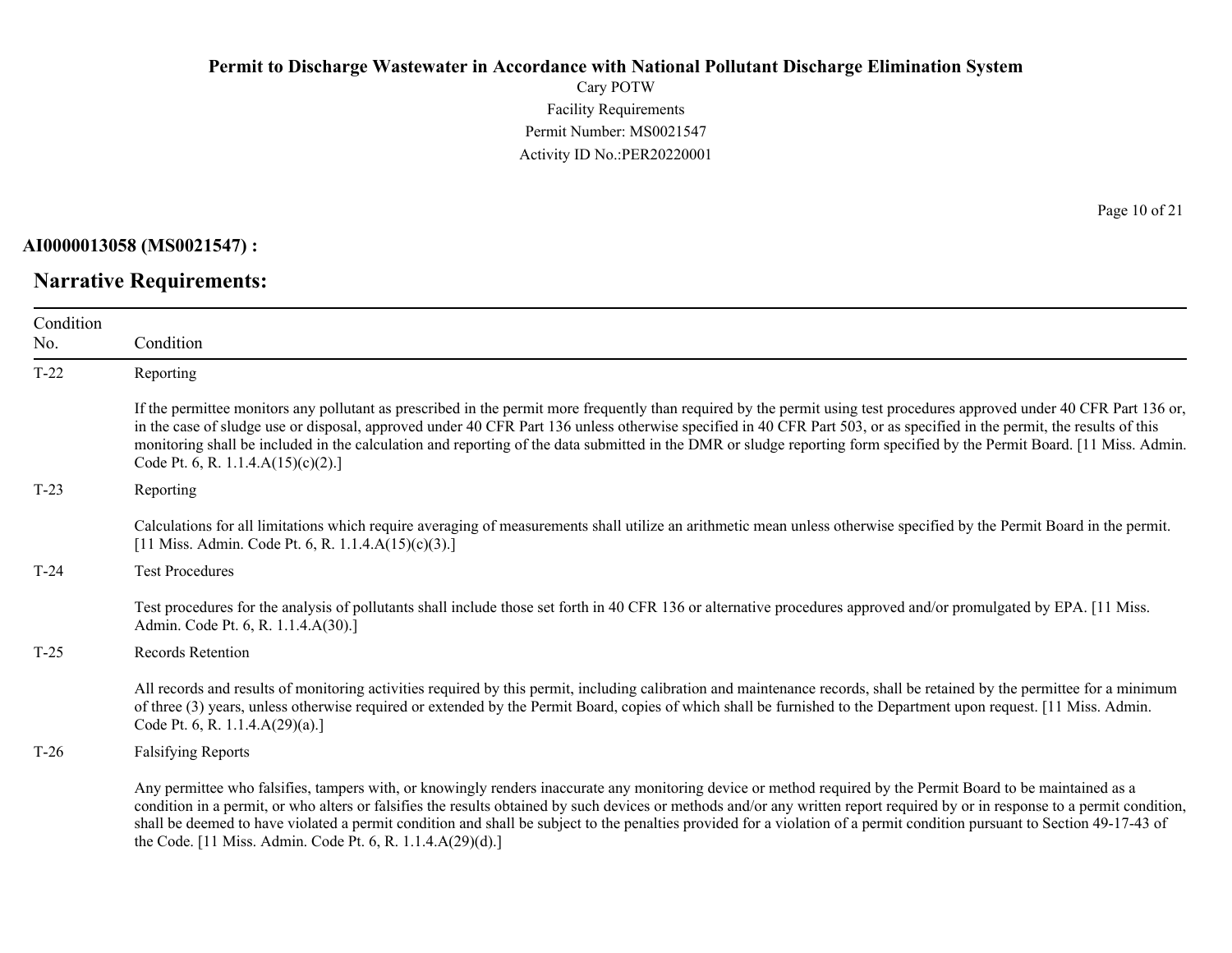**AI0000013058 (MS0021547) :**

## Narrative Requirements:

| Condition No. | Condition |
|---|---|
| T-22 | Reporting<br><br>If the permittee monitors any pollutant as prescribed in the permit more frequently than required by the permit using test procedures approved under 40 CFR Part 136 or, in the case of sludge use or disposal, approved under 40 CFR Part 136 unless otherwise specified in 40 CFR Part 503, or as specified in the permit, the results of this monitoring shall be included in the calculation and reporting of the data submitted in the DMR or sludge reporting form specified by the Permit Board. [11 Miss. Admin. Code Pt. 6, R. 1.1.4.A(15)(c)(2).] |
| T-23 | Reporting<br><br>Calculations for all limitations which require averaging of measurements shall utilize an arithmetic mean unless otherwise specified by the Permit Board in the permit. [11 Miss. Admin. Code Pt. 6, R. 1.1.4.A(15)(c)(3).] |
| T-24 | Test Procedures<br><br>Test procedures for the analysis of pollutants shall include those set forth in 40 CFR 136 or alternative procedures approved and/or promulgated by EPA. [11 Miss. Admin. Code Pt. 6, R. 1.1.4.A(30).] |
| T-25 | Records Retention<br><br>All records and results of monitoring activities required by this permit, including calibration and maintenance records, shall be retained by the permittee for a minimum of three (3) years, unless otherwise required or extended by the Permit Board, copies of which shall be furnished to the Department upon request. [11 Miss. Admin. Code Pt. 6, R. 1.1.4.A(29)(a).] |
| T-26 | Falsifying Reports<br><br>Any permittee who falsifies, tampers with, or knowingly renders inaccurate any monitoring device or method required by the Permit Board to be maintained as a condition in a permit, or who alters or falsifies the results obtained by such devices or methods and/or any written report required by or in response to a permit condition, shall be deemed to have violated a permit condition and shall be subject to the penalties provided for a violation of a permit condition pursuant to Section 49-17-43 of the Code. [11 Miss. Admin. Code Pt. 6, R. 1.1.4.A(29)(d).] |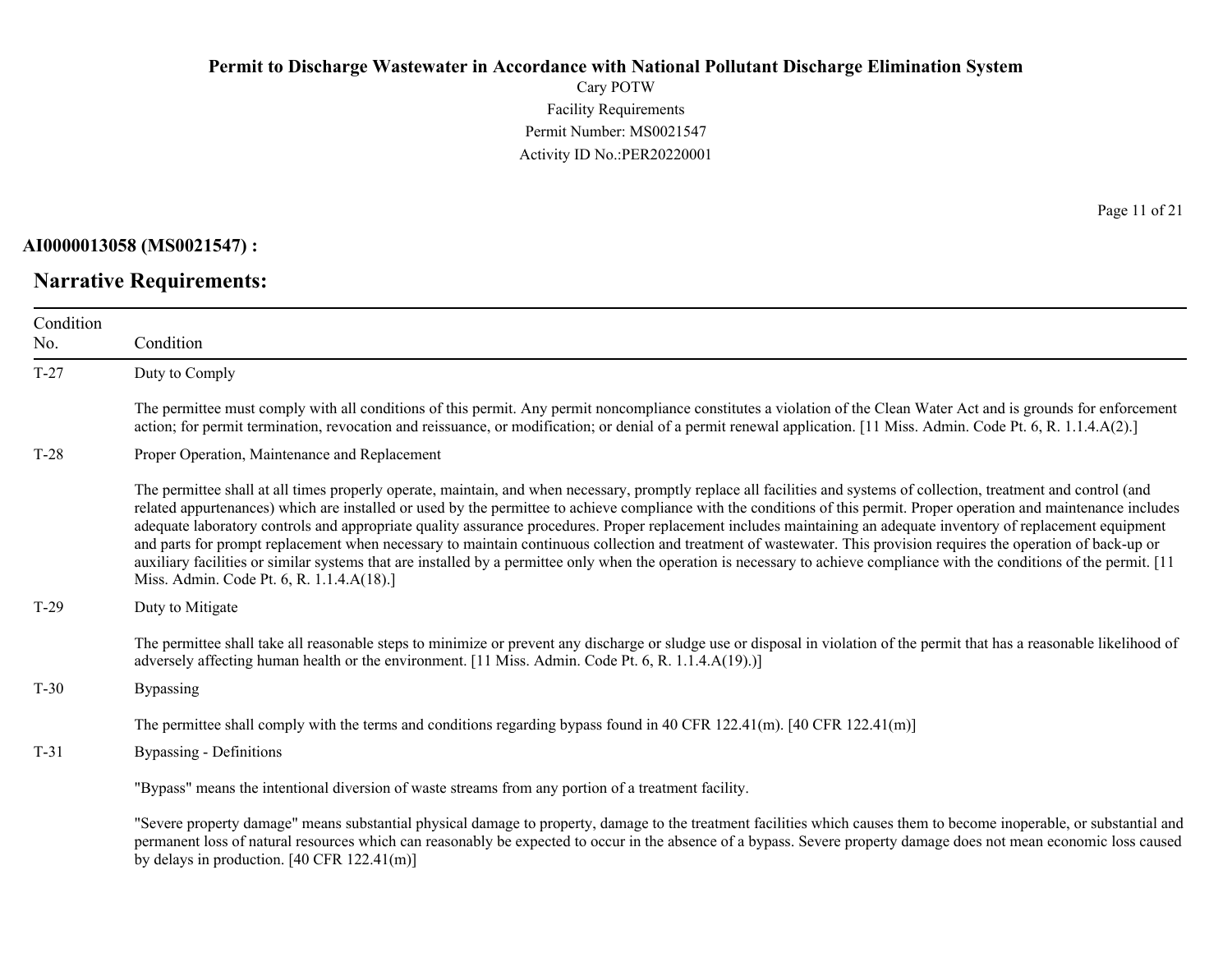**AI0000013058 (MS0021547) :**

## Narrative Requirements:

| Condition No. | Condition |
|---|---|
| T-27 | Duty to Comply<br><br>The permittee must comply with all conditions of this permit. Any permit noncompliance constitutes a violation of the Clean Water Act and is grounds for enforcement action; for permit termination, revocation and reissuance, or modification; or denial of a permit renewal application. [11 Miss. Admin. Code Pt. 6, R. 1.1.4.A(2).] |
| T-28 | Proper Operation, Maintenance and Replacement<br><br>The permittee shall at all times properly operate, maintain, and when necessary, promptly replace all facilities and systems of collection, treatment and control (and related appurtenances) which are installed or used by the permittee to achieve compliance with the conditions of this permit. Proper operation and maintenance includes adequate laboratory controls and appropriate quality assurance procedures. Proper replacement includes maintaining an adequate inventory of replacement equipment and parts for prompt replacement when necessary to maintain continuous collection and treatment of wastewater. This provision requires the operation of back-up or auxiliary facilities or similar systems that are installed by a permittee only when the operation is necessary to achieve compliance with the conditions of the permit. [11 Miss. Admin. Code Pt. 6, R. 1.1.4.A(18).] |
| T-29 | Duty to Mitigate<br><br>The permittee shall take all reasonable steps to minimize or prevent any discharge or sludge use or disposal in violation of the permit that has a reasonable likelihood of adversely affecting human health or the environment. [11 Miss. Admin. Code Pt. 6, R. 1.1.4.A(19).)] |
| T-30 | Bypassing<br><br>The permittee shall comply with the terms and conditions regarding bypass found in 40 CFR 122.41(m). [40 CFR 122.41(m)] |
| T-31 | Bypassing - Definitions<br><br>"Bypass" means the intentional diversion of waste streams from any portion of a treatment facility.<br><br>"Severe property damage" means substantial physical damage to property, damage to the treatment facilities which causes them to become inoperable, or substantial and permanent loss of natural resources which can reasonably be expected to occur in the absence of a bypass. Severe property damage does not mean economic loss caused by delays in production. [40 CFR 122.41(m)] |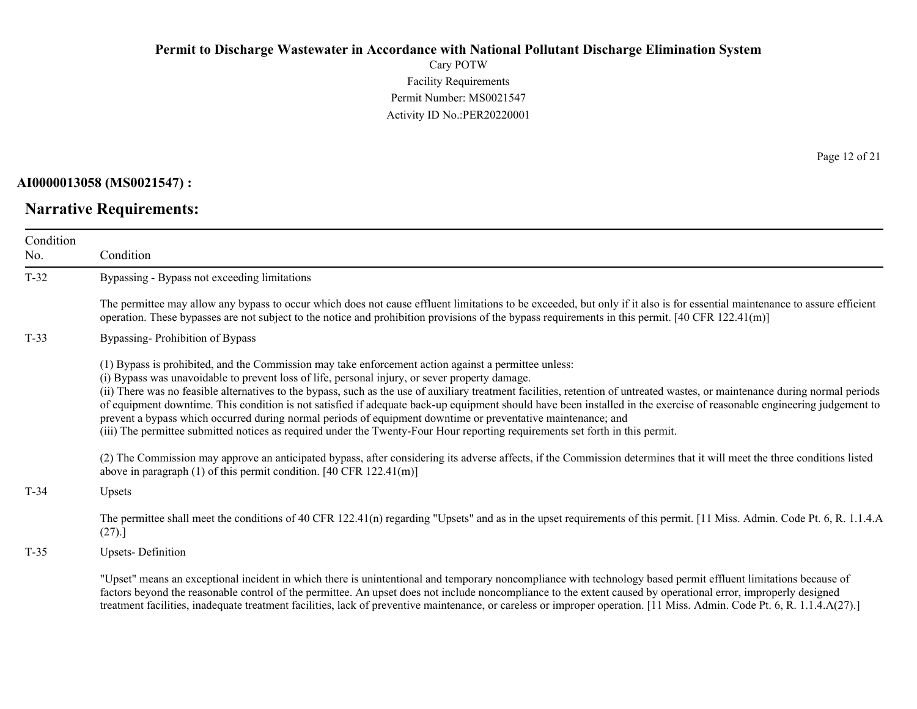**AI0000013058 (MS0021547) :**

## Narrative Requirements:

| Condition No. | Condition |
|---|---|
| T-32 | Bypassing - Bypass not exceeding limitations<br><br>The permittee may allow any bypass to occur which does not cause effluent limitations to be exceeded, but only if it also is for essential maintenance to assure efficient operation. These bypasses are not subject to the notice and prohibition provisions of the bypass requirements in this permit. [40 CFR 122.41(m)] |
| T-33 | Bypassing- Prohibition of Bypass<br><br>(1) Bypass is prohibited, and the Commission may take enforcement action against a permittee unless:<br>(i) Bypass was unavoidable to prevent loss of life, personal injury, or sever property damage.<br>(ii) There was no feasible alternatives to the bypass, such as the use of auxiliary treatment facilities, retention of untreated wastes, or maintenance during normal periods of equipment downtime. This condition is not satisfied if adequate back-up equipment should have been installed in the exercise of reasonable engineering judgement to prevent a bypass which occurred during normal periods of equipment downtime or preventative maintenance; and<br>(iii) The permittee submitted notices as required under the Twenty-Four Hour reporting requirements set forth in this permit.<br><br>(2) The Commission may approve an anticipated bypass, after considering its adverse affects, if the Commission determines that it will meet the three conditions listed above in paragraph (1) of this permit condition. [40 CFR 122.41(m)] |
| T-34 | Upsets<br><br>The permittee shall meet the conditions of 40 CFR 122.41(n) regarding "Upsets" and as in the upset requirements of this permit. [11 Miss. Admin. Code Pt. 6, R. 1.1.4.A (27).] |
| T-35 | Upsets- Definition<br><br>"Upset" means an exceptional incident in which there is unintentional and temporary noncompliance with technology based permit effluent limitations because of factors beyond the reasonable control of the permittee. An upset does not include noncompliance to the extent caused by operational error, improperly designed treatment facilities, inadequate treatment facilities, lack of preventive maintenance, or careless or improper operation. [11 Miss. Admin. Code Pt. 6, R. 1.1.4.A(27).] |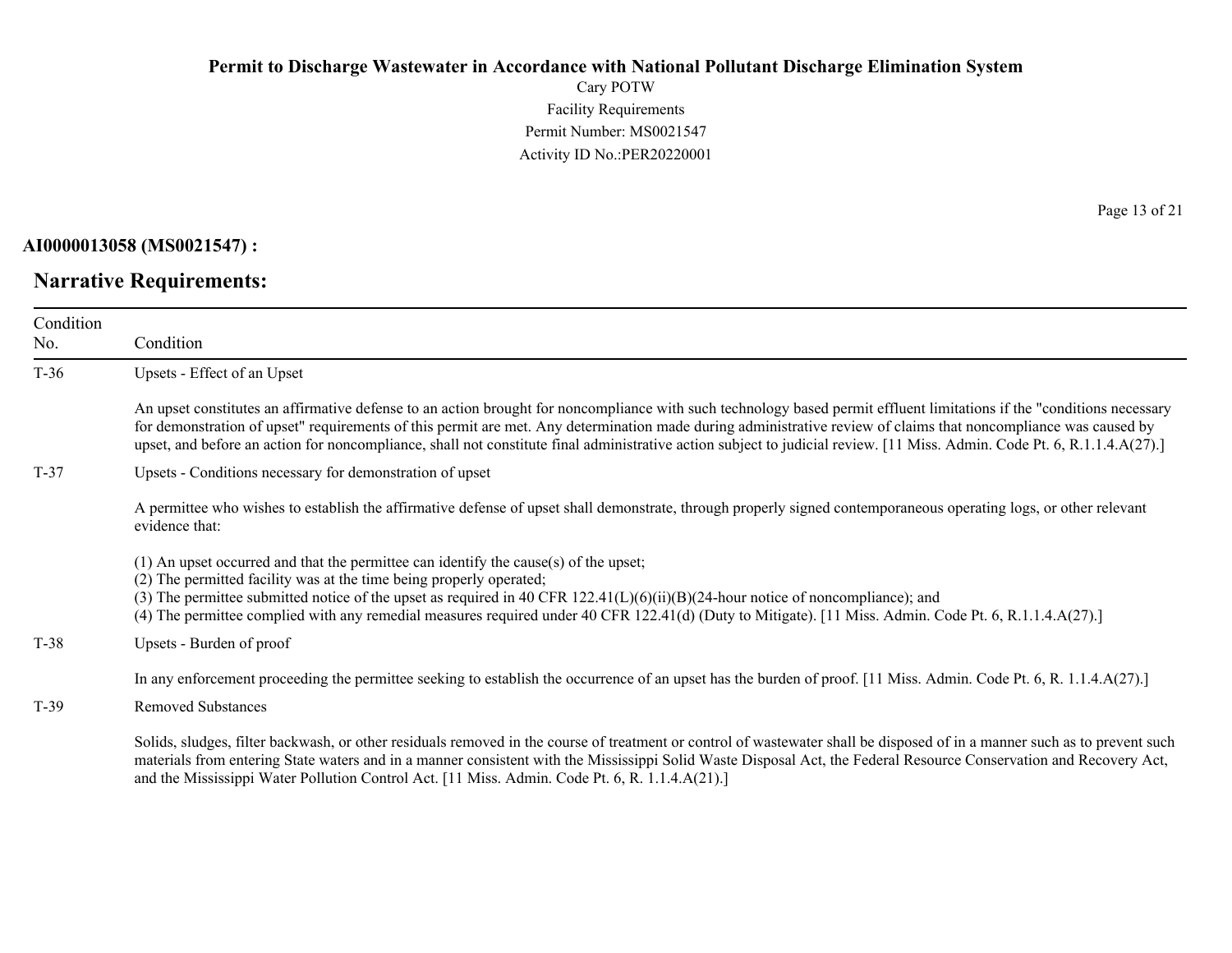**AI0000013058 (MS0021547) :**

## Narrative Requirements:

| Condition No. | Condition |
|---|---|
| T-36 | Upsets - Effect of an Upset<br><br>An upset constitutes an affirmative defense to an action brought for noncompliance with such technology based permit effluent limitations if the "conditions necessary for demonstration of upset" requirements of this permit are met. Any determination made during administrative review of claims that noncompliance was caused by upset, and before an action for noncompliance, shall not constitute final administrative action subject to judicial review. [11 Miss. Admin. Code Pt. 6, R.1.1.4.A(27).] |
| T-37 | Upsets - Conditions necessary for demonstration of upset<br><br>A permittee who wishes to establish the affirmative defense of upset shall demonstrate, through properly signed contemporaneous operating logs, or other relevant evidence that:<br><br>(1) An upset occurred and that the permittee can identify the cause(s) of the upset;<br>(2) The permitted facility was at the time being properly operated;<br>(3) The permittee submitted notice of the upset as required in 40 CFR 122.41(L)(6)(ii)(B)(24-hour notice of noncompliance); and<br>(4) The permittee complied with any remedial measures required under 40 CFR 122.41(d) (Duty to Mitigate). [11 Miss. Admin. Code Pt. 6, R.1.1.4.A(27).] |
| T-38 | Upsets - Burden of proof<br><br>In any enforcement proceeding the permittee seeking to establish the occurrence of an upset has the burden of proof. [11 Miss. Admin. Code Pt. 6, R. 1.1.4.A(27).] |
| T-39 | Removed Substances<br><br>Solids, sludges, filter backwash, or other residuals removed in the course of treatment or control of wastewater shall be disposed of in a manner such as to prevent such materials from entering State waters and in a manner consistent with the Mississippi Solid Waste Disposal Act, the Federal Resource Conservation and Recovery Act, and the Mississippi Water Pollution Control Act. [11 Miss. Admin. Code Pt. 6, R. 1.1.4.A(21).] |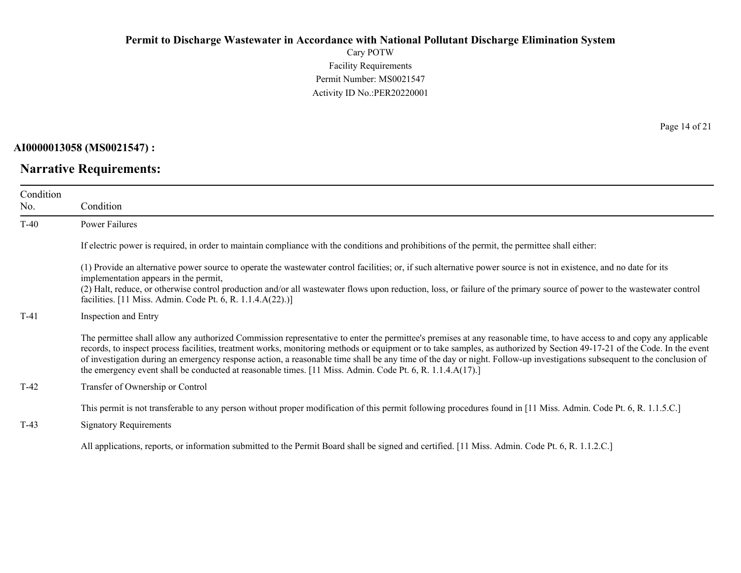**AI0000013058 (MS0021547) :**

## Narrative Requirements:

| Condition No. | Condition |
|---|---|
| T-40 | Power Failures<br><br>If electric power is required, in order to maintain compliance with the conditions and prohibitions of the permit, the permittee shall either:<br><br>(1) Provide an alternative power source to operate the wastewater control facilities; or, if such alternative power source is not in existence, and no date for its implementation appears in the permit,<br>(2) Halt, reduce, or otherwise control production and/or all wastewater flows upon reduction, loss, or failure of the primary source of power to the wastewater control facilities. [11 Miss. Admin. Code Pt. 6, R. 1.1.4.A(22).)] |
| T-41 | Inspection and Entry<br><br>The permittee shall allow any authorized Commission representative to enter the permittee's premises at any reasonable time, to have access to and copy any applicable records, to inspect process facilities, treatment works, monitoring methods or equipment or to take samples, as authorized by Section 49-17-21 of the Code. In the event of investigation during an emergency response action, a reasonable time shall be any time of the day or night. Follow-up investigations subsequent to the conclusion of the emergency event shall be conducted at reasonable times. [11 Miss. Admin. Code Pt. 6, R. 1.1.4.A(17).] |
| T-42 | Transfer of Ownership or Control<br><br>This permit is not transferable to any person without proper modification of this permit following procedures found in [11 Miss. Admin. Code Pt. 6, R. 1.1.5.C.] |
| T-43 | Signatory Requirements<br><br>All applications, reports, or information submitted to the Permit Board shall be signed and certified. [11 Miss. Admin. Code Pt. 6, R. 1.1.2.C.] |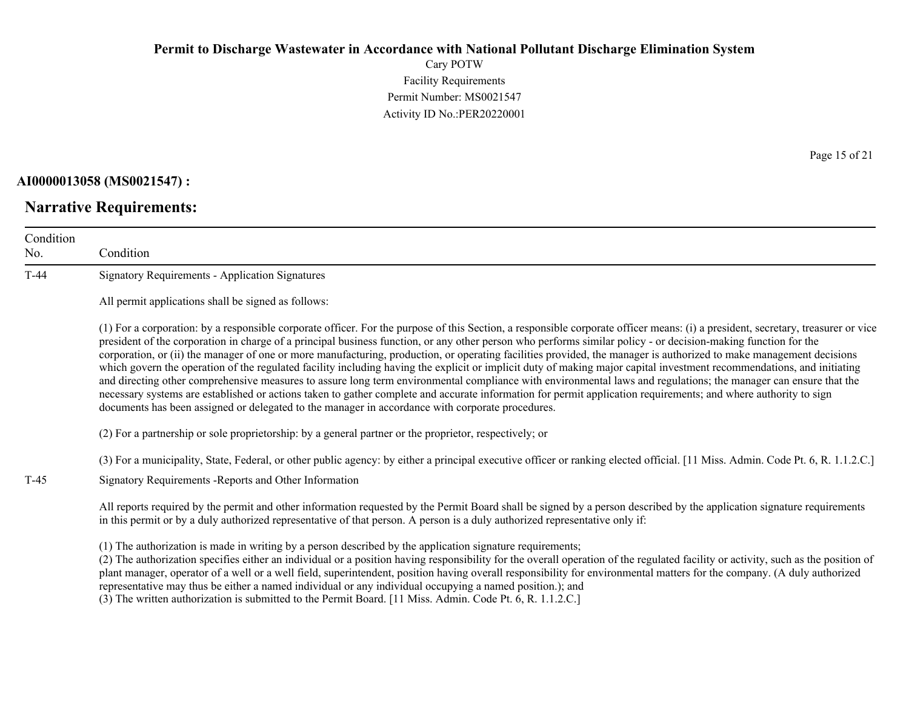**AI0000013058 (MS0021547) :**

## Narrative Requirements:

| Condition No. | Condition |
|---|---|
| T-44 | Signatory Requirements - Application Signatures<br><br>All permit applications shall be signed as follows:<br><br>(1) For a corporation: by a responsible corporate officer. For the purpose of this Section, a responsible corporate officer means: (i) a president, secretary, treasurer or vice president of the corporation in charge of a principal business function, or any other person who performs similar policy - or decision-making function for the corporation, or (ii) the manager of one or more manufacturing, production, or operating facilities provided, the manager is authorized to make management decisions which govern the operation of the regulated facility including having the explicit or implicit duty of making major capital investment recommendations, and initiating and directing other comprehensive measures to assure long term environmental compliance with environmental laws and regulations; the manager can ensure that the necessary systems are established or actions taken to gather complete and accurate information for permit application requirements; and where authority to sign documents has been assigned or delegated to the manager in accordance with corporate procedures.<br><br>(2) For a partnership or sole proprietorship: by a general partner or the proprietor, respectively; or<br><br>(3) For a municipality, State, Federal, or other public agency: by either a principal executive officer or ranking elected official. [11 Miss. Admin. Code Pt. 6, R. 1.1.2.C.] |
| T-45 | Signatory Requirements -Reports and Other Information<br><br>All reports required by the permit and other information requested by the Permit Board shall be signed by a person described by the application signature requirements in this permit or by a duly authorized representative of that person. A person is a duly authorized representative only if:<br><br>(1) The authorization is made in writing by a person described by the application signature requirements;<br>(2) The authorization specifies either an individual or a position having responsibility for the overall operation of the regulated facility or activity, such as the position of plant manager, operator of a well or a well field, superintendent, position having overall responsibility for environmental matters for the company. (A duly authorized representative may thus be either a named individual or any individual occupying a named position.); and<br>(3) The written authorization is submitted to the Permit Board. [11 Miss. Admin. Code Pt. 6, R. 1.1.2.C.] |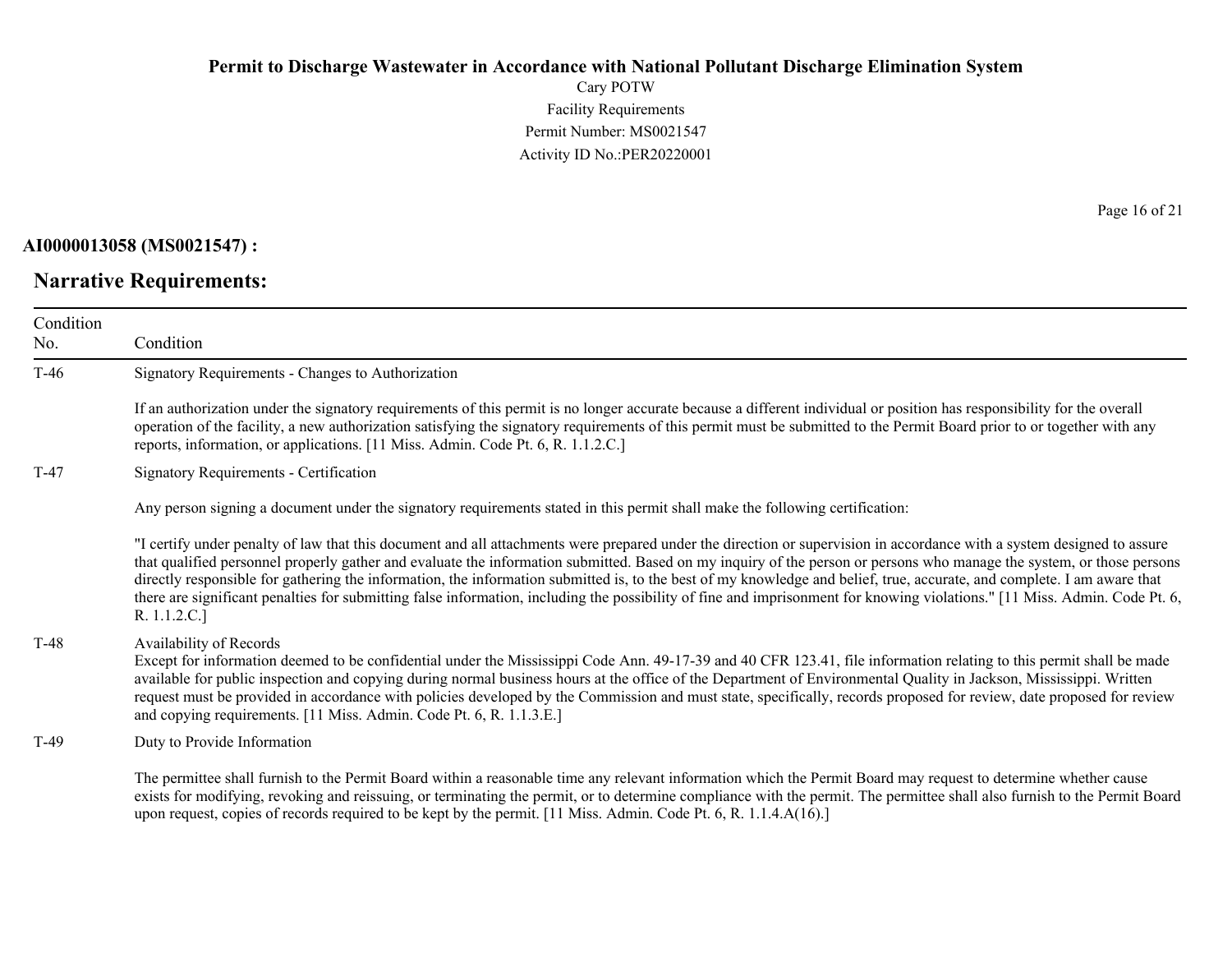**AI0000013058 (MS0021547) :**

## Narrative Requirements:

| Condition No. | Condition |
|---|---|
| T-46 | Signatory Requirements - Changes to Authorization<br><br>If an authorization under the signatory requirements of this permit is no longer accurate because a different individual or position has responsibility for the overall operation of the facility, a new authorization satisfying the signatory requirements of this permit must be submitted to the Permit Board prior to or together with any reports, information, or applications. [11 Miss. Admin. Code Pt. 6, R. 1.1.2.C.] |
| T-47 | Signatory Requirements - Certification<br><br>Any person signing a document under the signatory requirements stated in this permit shall make the following certification:<br><br>"I certify under penalty of law that this document and all attachments were prepared under the direction or supervision in accordance with a system designed to assure that qualified personnel properly gather and evaluate the information submitted. Based on my inquiry of the person or persons who manage the system, or those persons directly responsible for gathering the information, the information submitted is, to the best of my knowledge and belief, true, accurate, and complete. I am aware that there are significant penalties for submitting false information, including the possibility of fine and imprisonment for knowing violations." [11 Miss. Admin. Code Pt. 6, R. 1.1.2.C.] |
| T-48 | Availability of Records<br>Except for information deemed to be confidential under the Mississippi Code Ann. 49-17-39 and 40 CFR 123.41, file information relating to this permit shall be made available for public inspection and copying during normal business hours at the office of the Department of Environmental Quality in Jackson, Mississippi. Written request must be provided in accordance with policies developed by the Commission and must state, specifically, records proposed for review, date proposed for review and copying requirements. [11 Miss. Admin. Code Pt. 6, R. 1.1.3.E.] |
| T-49 | Duty to Provide Information<br><br>The permittee shall furnish to the Permit Board within a reasonable time any relevant information which the Permit Board may request to determine whether cause exists for modifying, revoking and reissuing, or terminating the permit, or to determine compliance with the permit. The permittee shall also furnish to the Permit Board upon request, copies of records required to be kept by the permit. [11 Miss. Admin. Code Pt. 6, R. 1.1.4.A(16).] |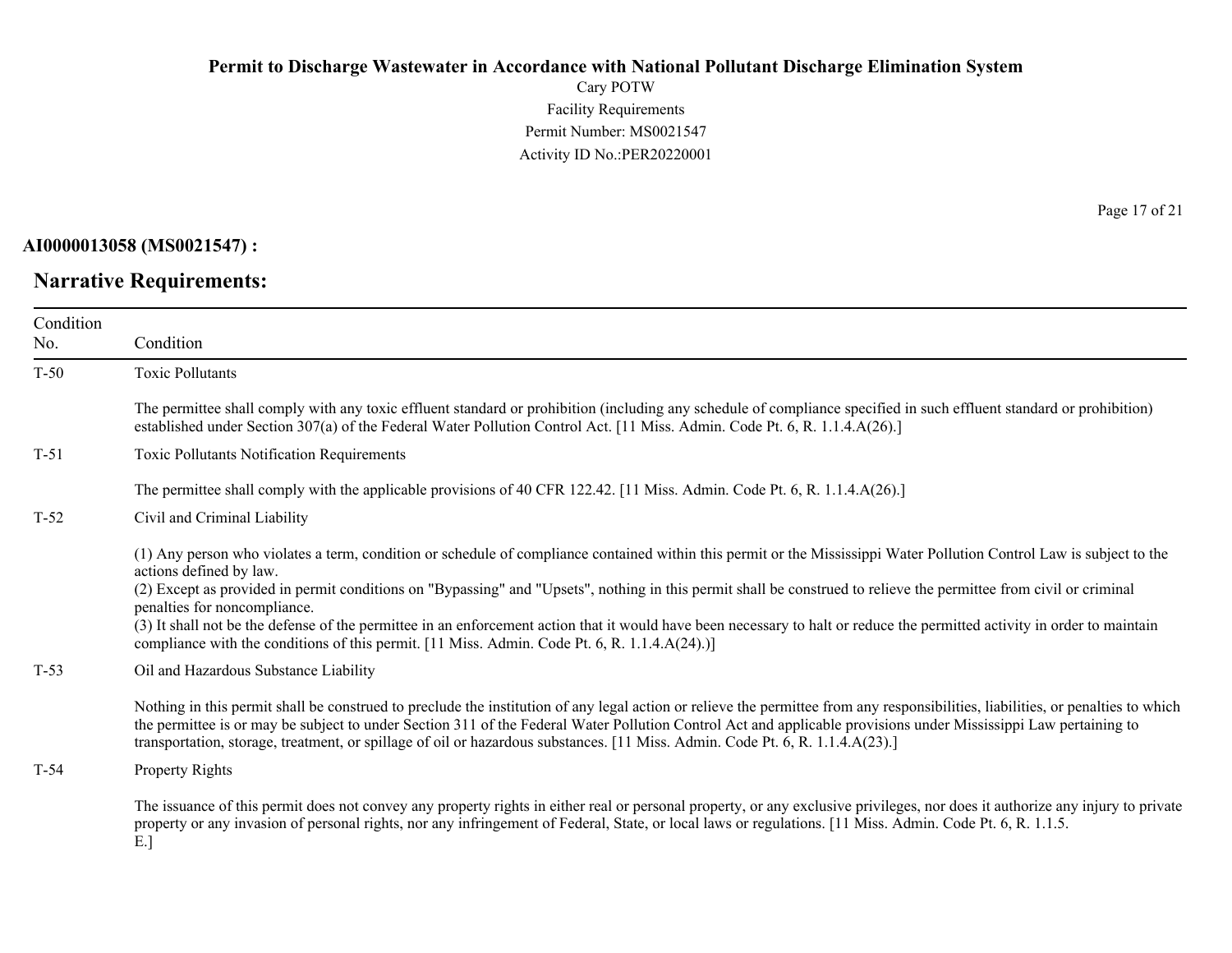**AI0000013058 (MS0021547) :**

## Narrative Requirements:

| Condition No. | Condition |
|---|---|
| T-50 | Toxic Pollutants<br><br>The permittee shall comply with any toxic effluent standard or prohibition (including any schedule of compliance specified in such effluent standard or prohibition) established under Section 307(a) of the Federal Water Pollution Control Act. [11 Miss. Admin. Code Pt. 6, R. 1.1.4.A(26).] |
| T-51 | Toxic Pollutants Notification Requirements<br><br>The permittee shall comply with the applicable provisions of 40 CFR 122.42. [11 Miss. Admin. Code Pt. 6, R. 1.1.4.A(26).] |
| T-52 | Civil and Criminal Liability<br><br>(1) Any person who violates a term, condition or schedule of compliance contained within this permit or the Mississippi Water Pollution Control Law is subject to the actions defined by law.<br>(2) Except as provided in permit conditions on "Bypassing" and "Upsets", nothing in this permit shall be construed to relieve the permittee from civil or criminal penalties for noncompliance.<br>(3) It shall not be the defense of the permittee in an enforcement action that it would have been necessary to halt or reduce the permitted activity in order to maintain compliance with the conditions of this permit. [11 Miss. Admin. Code Pt. 6, R. 1.1.4.A(24).)] |
| T-53 | Oil and Hazardous Substance Liability<br><br>Nothing in this permit shall be construed to preclude the institution of any legal action or relieve the permittee from any responsibilities, liabilities, or penalties to which the permittee is or may be subject to under Section 311 of the Federal Water Pollution Control Act and applicable provisions under Mississippi Law pertaining to transportation, storage, treatment, or spillage of oil or hazardous substances. [11 Miss. Admin. Code Pt. 6, R. 1.1.4.A(23).] |
| T-54 | Property Rights<br><br>The issuance of this permit does not convey any property rights in either real or personal property, or any exclusive privileges, nor does it authorize any injury to private property or any invasion of personal rights, nor any infringement of Federal, State, or local laws or regulations. [11 Miss. Admin. Code Pt. 6, R. 1.1.5. E.] |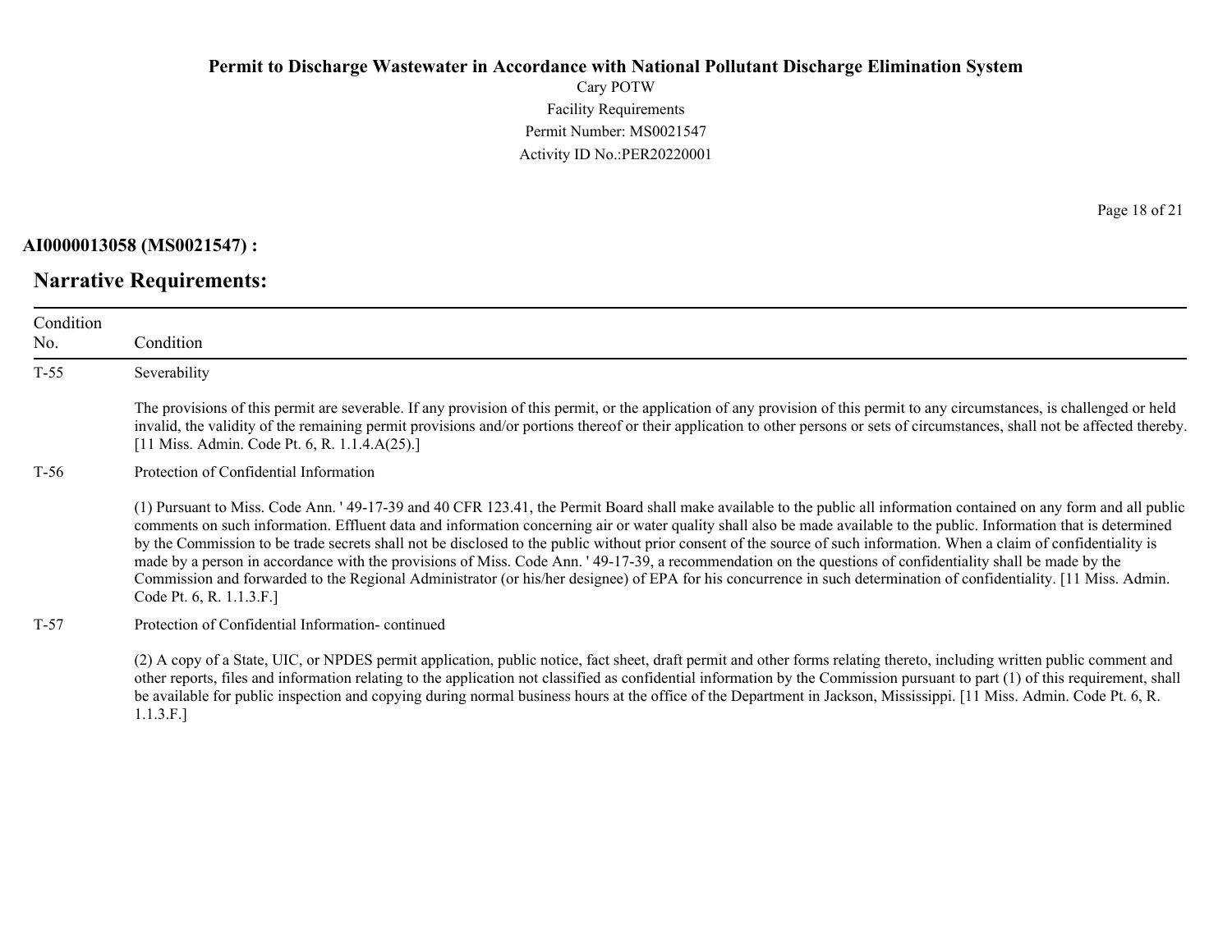**AI0000013058 (MS0021547) :**

## Narrative Requirements:

| Condition No. | Condition |
|---|---|
| T-55 | Severability<br><br>The provisions of this permit are severable. If any provision of this permit, or the application of any provision of this permit to any circumstances, is challenged or held invalid, the validity of the remaining permit provisions and/or portions thereof or their application to other persons or sets of circumstances, shall not be affected thereby. [11 Miss. Admin. Code Pt. 6, R. 1.1.4.A(25).] |
| T-56 | Protection of Confidential Information<br><br>(1) Pursuant to Miss. Code Ann. ' 49-17-39 and 40 CFR 123.41, the Permit Board shall make available to the public all information contained on any form and all public comments on such information. Effluent data and information concerning air or water quality shall also be made available to the public. Information that is determined by the Commission to be trade secrets shall not be disclosed to the public without prior consent of the source of such information. When a claim of confidentiality is made by a person in accordance with the provisions of Miss. Code Ann. ' 49-17-39, a recommendation on the questions of confidentiality shall be made by the Commission and forwarded to the Regional Administrator (or his/her designee) of EPA for his concurrence in such determination of confidentiality. [11 Miss. Admin. Code Pt. 6, R. 1.1.3.F.] |
| T-57 | Protection of Confidential Information- continued<br><br>(2) A copy of a State, UIC, or NPDES permit application, public notice, fact sheet, draft permit and other forms relating thereto, including written public comment and other reports, files and information relating to the application not classified as confidential information by the Commission pursuant to part (1) of this requirement, shall be available for public inspection and copying during normal business hours at the office of the Department in Jackson, Mississippi. [11 Miss. Admin. Code Pt. 6, R. 1.1.3.F.] |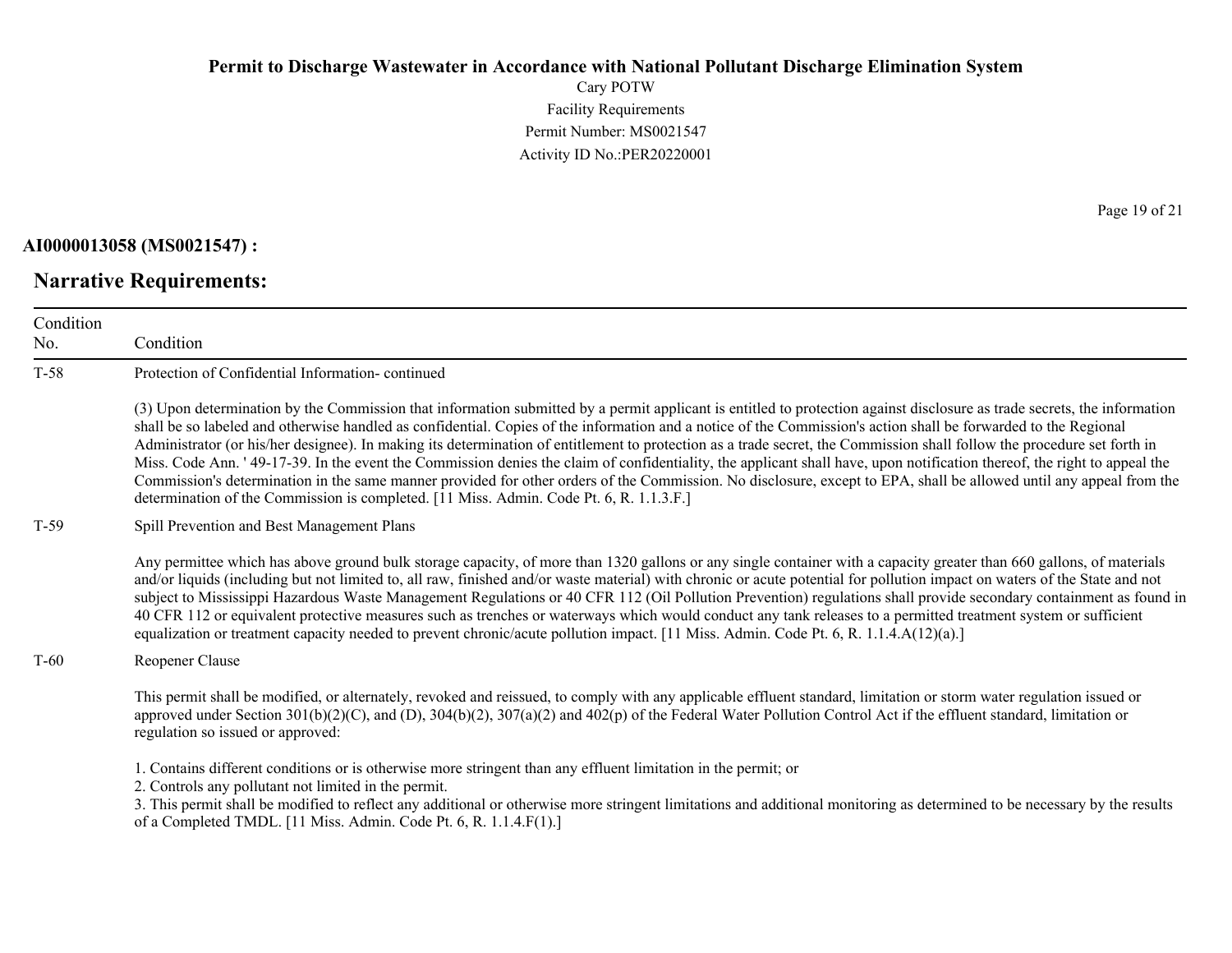**AI0000013058 (MS0021547) :**

## Narrative Requirements:

| Condition No. | Condition |
|---|---|
| T-58 | Protection of Confidential Information- continued<br><br>(3) Upon determination by the Commission that information submitted by a permit applicant is entitled to protection against disclosure as trade secrets, the information shall be so labeled and otherwise handled as confidential. Copies of the information and a notice of the Commission's action shall be forwarded to the Regional Administrator (or his/her designee). In making its determination of entitlement to protection as a trade secret, the Commission shall follow the procedure set forth in Miss. Code Ann. ' 49-17-39. In the event the Commission denies the claim of confidentiality, the applicant shall have, upon notification thereof, the right to appeal the Commission's determination in the same manner provided for other orders of the Commission. No disclosure, except to EPA, shall be allowed until any appeal from the determination of the Commission is completed. [11 Miss. Admin. Code Pt. 6, R. 1.1.3.F.] |
| T-59 | Spill Prevention and Best Management Plans<br><br>Any permittee which has above ground bulk storage capacity, of more than 1320 gallons or any single container with a capacity greater than 660 gallons, of materials and/or liquids (including but not limited to, all raw, finished and/or waste material) with chronic or acute potential for pollution impact on waters of the State and not subject to Mississippi Hazardous Waste Management Regulations or 40 CFR 112 (Oil Pollution Prevention) regulations shall provide secondary containment as found in 40 CFR 112 or equivalent protective measures such as trenches or waterways which would conduct any tank releases to a permitted treatment system or sufficient equalization or treatment capacity needed to prevent chronic/acute pollution impact. [11 Miss. Admin. Code Pt. 6, R. 1.1.4.A(12)(a).] |
| T-60 | Reopener Clause<br><br>This permit shall be modified, or alternately, revoked and reissued, to comply with any applicable effluent standard, limitation or storm water regulation issued or approved under Section 301(b)(2)(C), and (D), 304(b)(2), 307(a)(2) and 402(p) of the Federal Water Pollution Control Act if the effluent standard, limitation or regulation so issued or approved:<br><br>1. Contains different conditions or is otherwise more stringent than any effluent limitation in the permit; or<br>2. Controls any pollutant not limited in the permit.<br>3. This permit shall be modified to reflect any additional or otherwise more stringent limitations and additional monitoring as determined to be necessary by the results of a Completed TMDL. [11 Miss. Admin. Code Pt. 6, R. 1.1.4.F(1).] |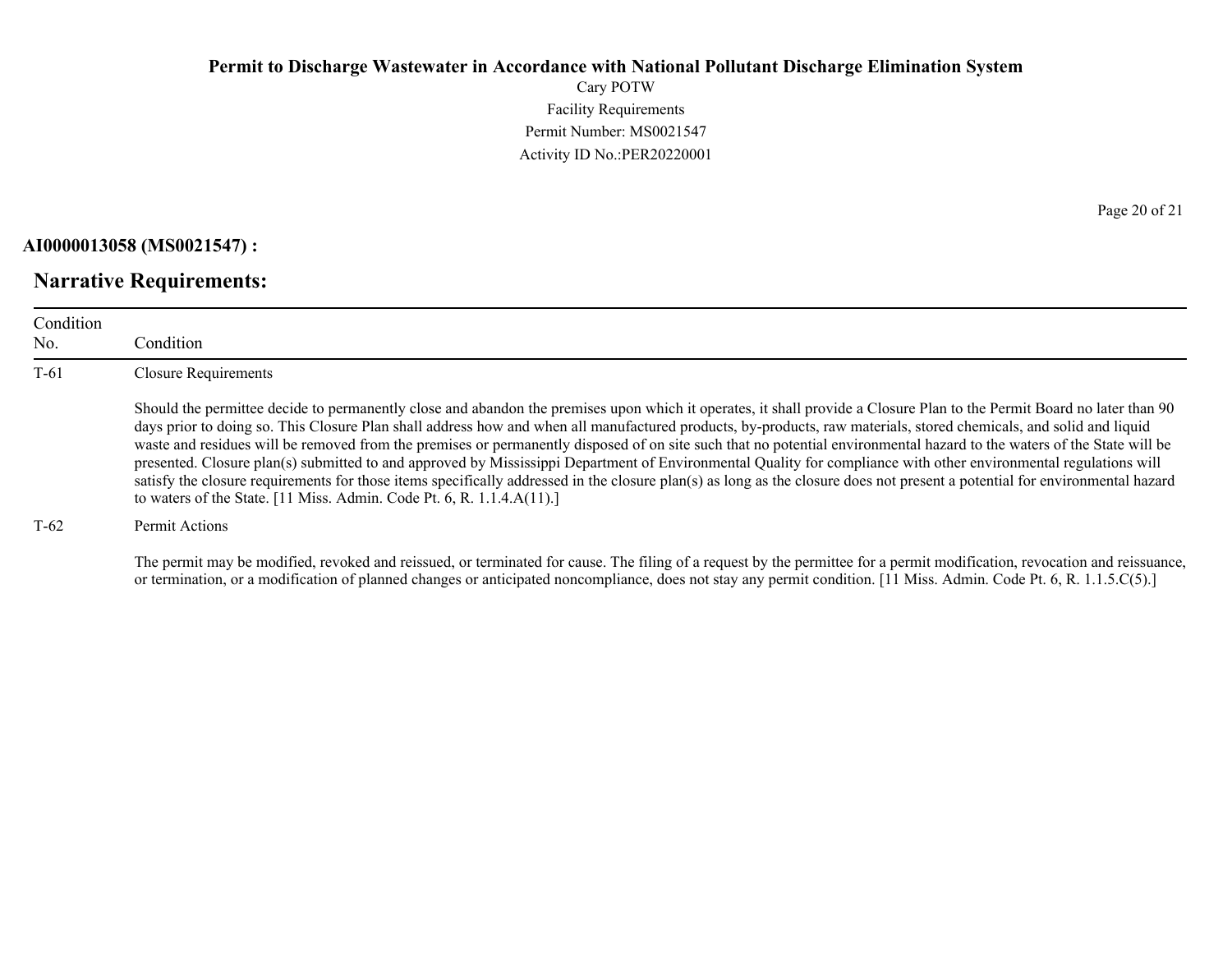**AI0000013058 (MS0021547) :**

## Narrative Requirements:

| Condition No. | Condition |
|---|---|
| T-61 | Closure Requirements<br><br>Should the permittee decide to permanently close and abandon the premises upon which it operates, it shall provide a Closure Plan to the Permit Board no later than 90 days prior to doing so. This Closure Plan shall address how and when all manufactured products, by-products, raw materials, stored chemicals, and solid and liquid waste and residues will be removed from the premises or permanently disposed of on site such that no potential environmental hazard to the waters of the State will be presented. Closure plan(s) submitted to and approved by Mississippi Department of Environmental Quality for compliance with other environmental regulations will satisfy the closure requirements for those items specifically addressed in the closure plan(s) as long as the closure does not present a potential for environmental hazard to waters of the State. [11 Miss. Admin. Code Pt. 6, R. 1.1.4.A(11).] |
| T-62 | Permit Actions<br><br>The permit may be modified, revoked and reissued, or terminated for cause. The filing of a request by the permittee for a permit modification, revocation and reissuance, or termination, or a modification of planned changes or anticipated noncompliance, does not stay any permit condition. [11 Miss. Admin. Code Pt. 6, R. 1.1.5.C(5).] |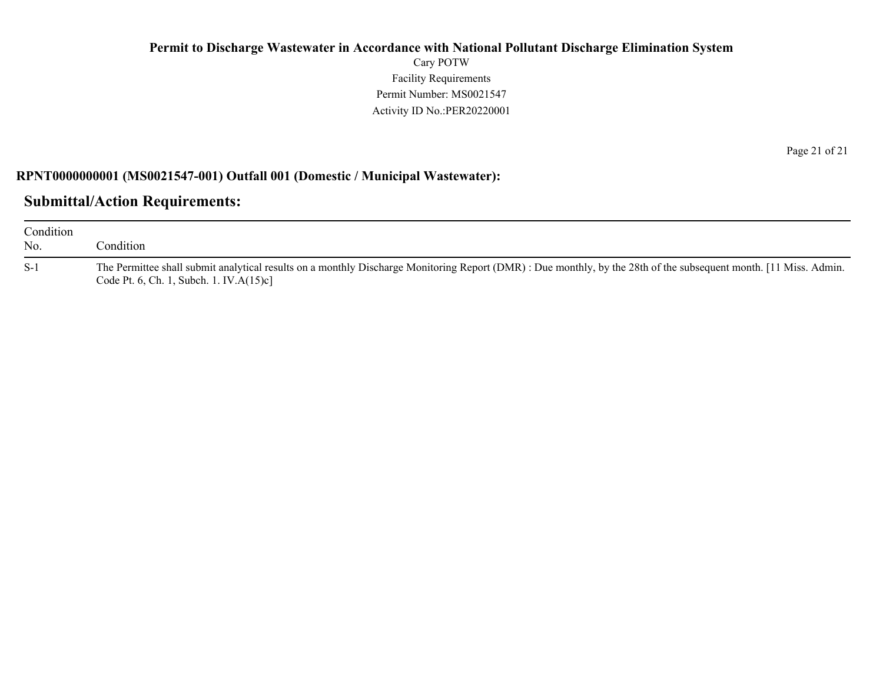### RPNT0000000001 (MS0021547-001) Outfall 001 (Domestic / Municipal Wastewater):

## Submittal/Action Requirements:

| Condition No. | Condition |
| --- | --- |
| S-1 | The Permittee shall submit analytical results on a monthly Discharge Monitoring Report (DMR) : Due monthly, by the 28th of the subsequent month. [11 Miss. Admin. Code Pt. 6, Ch. 1, Subch. 1. IV.A(15)c] |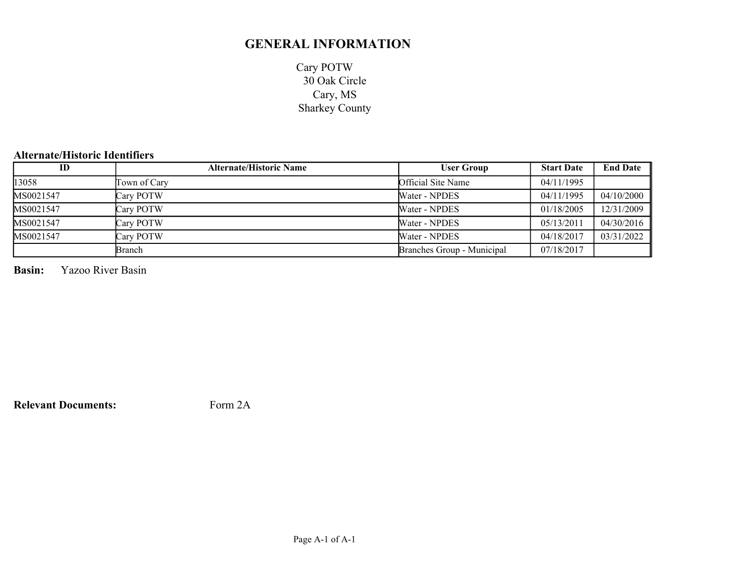# GENERAL INFORMATION

Cary POTW
30 Oak Circle
Cary, MS
Sharkey County

**Alternate/Historic Identifiers**

| ID | Alternate/Historic Name | User Group | Start Date | End Date |
|---|---|---|---|---|
| 13058 | Town of Cary | Official Site Name | 04/11/1995 | |
| MS0021547 | Cary POTW | Water - NPDES | 04/11/1995 | 04/10/2000 |
| MS0021547 | Cary POTW | Water - NPDES | 01/18/2005 | 12/31/2009 |
| MS0021547 | Cary POTW | Water - NPDES | 05/13/2011 | 04/30/2016 |
| MS0021547 | Cary POTW | Water - NPDES | 04/18/2017 | 03/31/2022 |
| | Branch | Branches Group - Municipal | 07/18/2017 | |

**Basin:** Yazoo River Basin

**Relevant Documents:** Form 2A